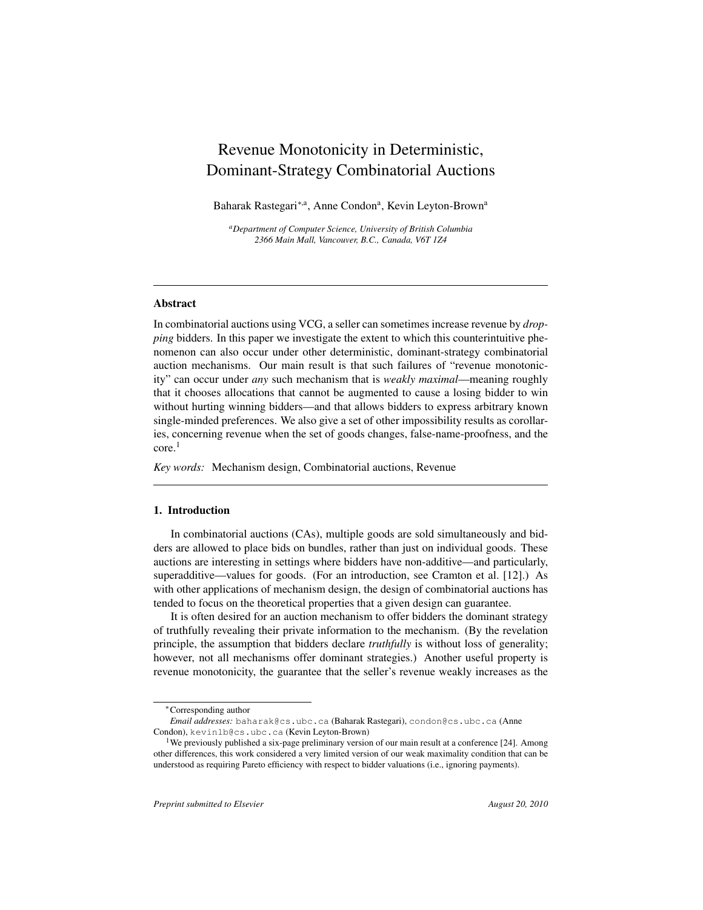# Revenue Monotonicity in Deterministic, Dominant-Strategy Combinatorial Auctions

Baharak Rastegari[*,a], Anne Condon[a], Kevin Leyton-Brown[a]

[a]*Department of Computer Science, University of British Columbia*
*2366 Main Mall, Vancouver, B.C., Canada, V6T 1Z4*

---

### Abstract

In combinatorial auctions using VCG, a seller can sometimes increase revenue by *dropping* bidders. In this paper we investigate the extent to which this counterintuitive phenomenon can also occur under other deterministic, dominant-strategy combinatorial auction mechanisms. Our main result is that such failures of "revenue monotonicity" can occur under *any* such mechanism that is *weakly maximal*—meaning roughly that it chooses allocations that cannot be augmented to cause a losing bidder to win without hurting winning bidders—and that allows bidders to express arbitrary known single-minded preferences. We also give a set of other impossibility results as corollaries, concerning revenue when the set of goods changes, false-name-proofness, and the core.[1]

*Key words:* Mechanism design, Combinatorial auctions, Revenue

---

## 1. Introduction

In combinatorial auctions (CAs), multiple goods are sold simultaneously and bidders are allowed to place bids on bundles, rather than just on individual goods. These auctions are interesting in settings where bidders have non-additive—and particularly, superadditive—values for goods. (For an introduction, see Cramton et al. [12].) As with other applications of mechanism design, the design of combinatorial auctions has tended to focus on the theoretical properties that a given design can guarantee.

It is often desired for an auction mechanism to offer bidders the dominant strategy of truthfully revealing their private information to the mechanism. (By the revelation principle, the assumption that bidders declare *truthfully* is without loss of generality; however, not all mechanisms offer dominant strategies.) Another useful property is revenue monotonicity, the guarantee that the seller's revenue weakly increases as the

---

[*]Corresponding author
*Email addresses:* baharak@cs.ubc.ca (Baharak Rastegari), condon@cs.ubc.ca (Anne Condon), kevinlb@cs.ubc.ca (Kevin Leyton-Brown)

[1]We previously published a six-page preliminary version of our main result at a conference [24]. Among other differences, this work considered a very limited version of our weak maximality condition that can be understood as requiring Pareto efficiency with respect to bidder valuations (i.e., ignoring payments).

*Preprint submitted to Elsevier* *August 20, 2010*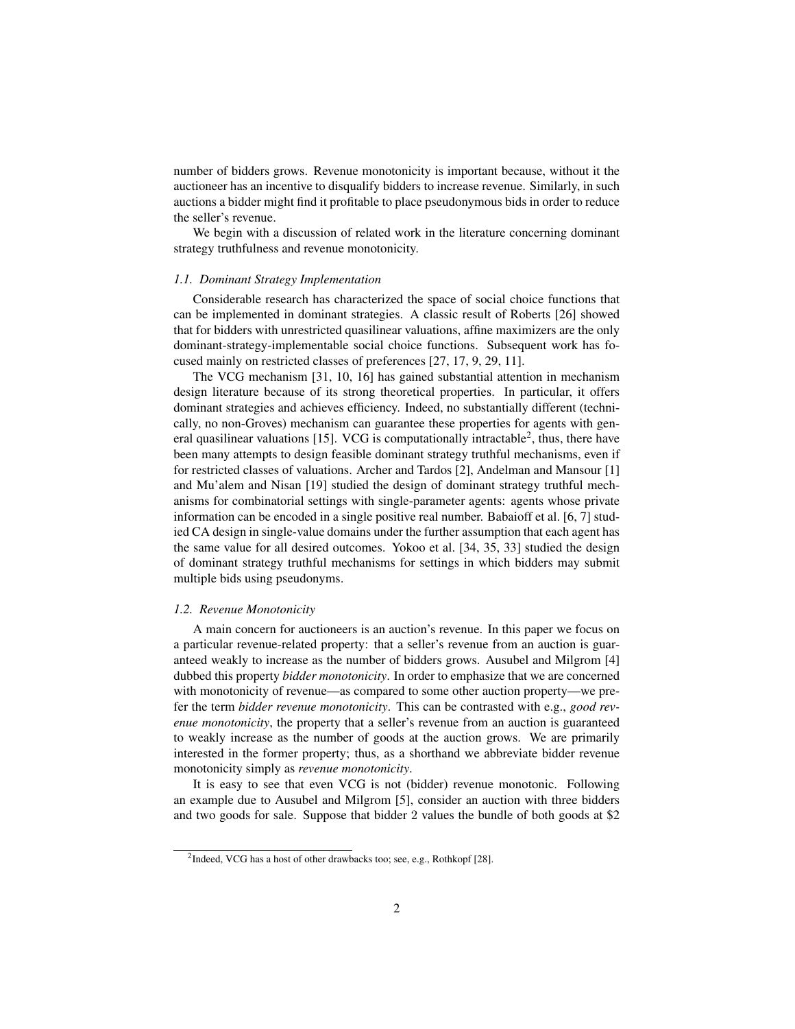number of bidders grows. Revenue monotonicity is important because, without it the auctioneer has an incentive to disqualify bidders to increase revenue. Similarly, in such auctions a bidder might find it profitable to place pseudonymous bids in order to reduce the seller's revenue.

We begin with a discussion of related work in the literature concerning dominant strategy truthfulness and revenue monotonicity.

### *1.1. Dominant Strategy Implementation*

Considerable research has characterized the space of social choice functions that can be implemented in dominant strategies. A classic result of Roberts [26] showed that for bidders with unrestricted quasilinear valuations, affine maximizers are the only dominant-strategy-implementable social choice functions. Subsequent work has focused mainly on restricted classes of preferences [27, 17, 9, 29, 11].

The VCG mechanism [31, 10, 16] has gained substantial attention in mechanism design literature because of its strong theoretical properties. In particular, it offers dominant strategies and achieves efficiency. Indeed, no substantially different (technically, no non-Groves) mechanism can guarantee these properties for agents with general quasilinear valuations [15]. VCG is computationally intractable[2], thus, there have been many attempts to design feasible dominant strategy truthful mechanisms, even if for restricted classes of valuations. Archer and Tardos [2], Andelman and Mansour [1] and Mu'alem and Nisan [19] studied the design of dominant strategy truthful mechanisms for combinatorial settings with single-parameter agents: agents whose private information can be encoded in a single positive real number. Babaioff et al. [6, 7] studied CA design in single-value domains under the further assumption that each agent has the same value for all desired outcomes. Yokoo et al. [34, 35, 33] studied the design of dominant strategy truthful mechanisms for settings in which bidders may submit multiple bids using pseudonyms.

### *1.2. Revenue Monotonicity*

A main concern for auctioneers is an auction's revenue. In this paper we focus on a particular revenue-related property: that a seller's revenue from an auction is guaranteed weakly to increase as the number of bidders grows. Ausubel and Milgrom [4] dubbed this property *bidder monotonicity*. In order to emphasize that we are concerned with monotonicity of revenue—as compared to some other auction property—we prefer the term *bidder revenue monotonicity*. This can be contrasted with e.g., *good revenue monotonicity*, the property that a seller's revenue from an auction is guaranteed to weakly increase as the number of goods at the auction grows. We are primarily interested in the former property; thus, as a shorthand we abbreviate bidder revenue monotonicity simply as *revenue monotonicity*.

It is easy to see that even VCG is not (bidder) revenue monotonic. Following an example due to Ausubel and Milgrom [5], consider an auction with three bidders and two goods for sale. Suppose that bidder 2 values the bundle of both goods at \$2

[2] Indeed, VCG has a host of other drawbacks too; see, e.g., Rothkopf [28].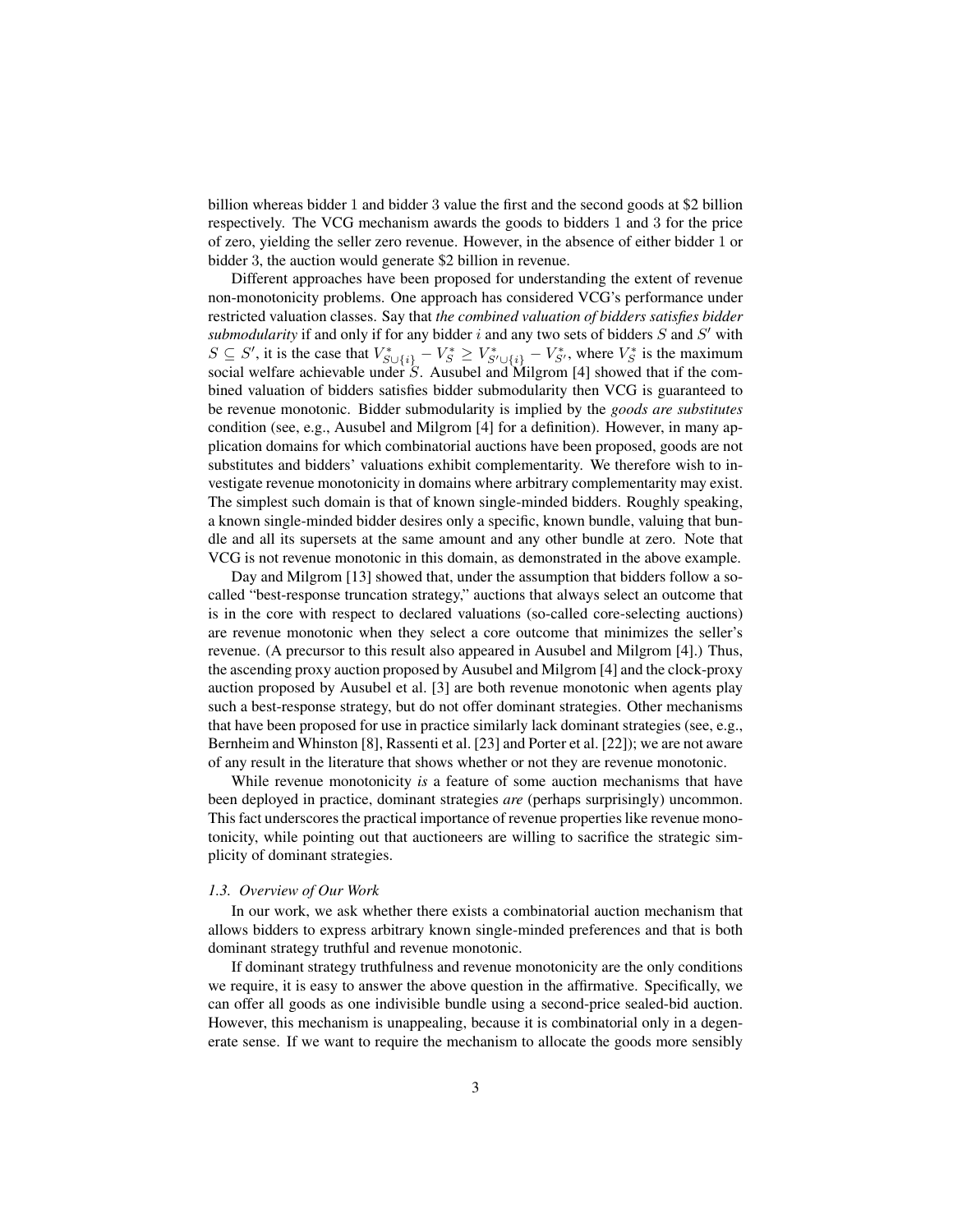billion whereas bidder 1 and bidder 3 value the first and the second goods at \$2 billion respectively. The VCG mechanism awards the goods to bidders 1 and 3 for the price of zero, yielding the seller zero revenue. However, in the absence of either bidder 1 or bidder 3, the auction would generate \$2 billion in revenue.

Different approaches have been proposed for understanding the extent of revenue non-monotonicity problems. One approach has considered VCG's performance under restricted valuation classes. Say that *the combined valuation of bidders satisfies bidder submodularity* if and only if for any bidder $i$ and any two sets of bidders $S$ and $S'$ with $S \subseteq S'$, it is the case that $V^*_{S\cup\{i\}} - V^*_S \geq V^*_{S'\cup\{i\}} - V^*_{S'}$, where $V^*_S$ is the maximum social welfare achievable under $S$. Ausubel and Milgrom [4] showed that if the combined valuation of bidders satisfies bidder submodularity then VCG is guaranteed to be revenue monotonic. Bidder submodularity is implied by the *goods are substitutes* condition (see, e.g., Ausubel and Milgrom [4] for a definition). However, in many application domains for which combinatorial auctions have been proposed, goods are not substitutes and bidders' valuations exhibit complementarity. We therefore wish to investigate revenue monotonicity in domains where arbitrary complementarity may exist. The simplest such domain is that of known single-minded bidders. Roughly speaking, a known single-minded bidder desires only a specific, known bundle, valuing that bundle and all its supersets at the same amount and any other bundle at zero. Note that VCG is not revenue monotonic in this domain, as demonstrated in the above example.

Day and Milgrom [13] showed that, under the assumption that bidders follow a so-called "best-response truncation strategy," auctions that always select an outcome that is in the core with respect to declared valuations (so-called core-selecting auctions) are revenue monotonic when they select a core outcome that minimizes the seller's revenue. (A precursor to this result also appeared in Ausubel and Milgrom [4].) Thus, the ascending proxy auction proposed by Ausubel and Milgrom [4] and the clock-proxy auction proposed by Ausubel et al. [3] are both revenue monotonic when agents play such a best-response strategy, but do not offer dominant strategies. Other mechanisms that have been proposed for use in practice similarly lack dominant strategies (see, e.g., Bernheim and Whinston [8], Rassenti et al. [23] and Porter et al. [22]); we are not aware of any result in the literature that shows whether or not they are revenue monotonic.

While revenue monotonicity *is* a feature of some auction mechanisms that have been deployed in practice, dominant strategies *are* (perhaps surprisingly) uncommon. This fact underscores the practical importance of revenue properties like revenue monotonicity, while pointing out that auctioneers are willing to sacrifice the strategic simplicity of dominant strategies.

### 1.3. Overview of Our Work

In our work, we ask whether there exists a combinatorial auction mechanism that allows bidders to express arbitrary known single-minded preferences and that is both dominant strategy truthful and revenue monotonic.

If dominant strategy truthfulness and revenue monotonicity are the only conditions we require, it is easy to answer the above question in the affirmative. Specifically, we can offer all goods as one indivisible bundle using a second-price sealed-bid auction. However, this mechanism is unappealing, because it is combinatorial only in a degenerate sense. If we want to require the mechanism to allocate the goods more sensibly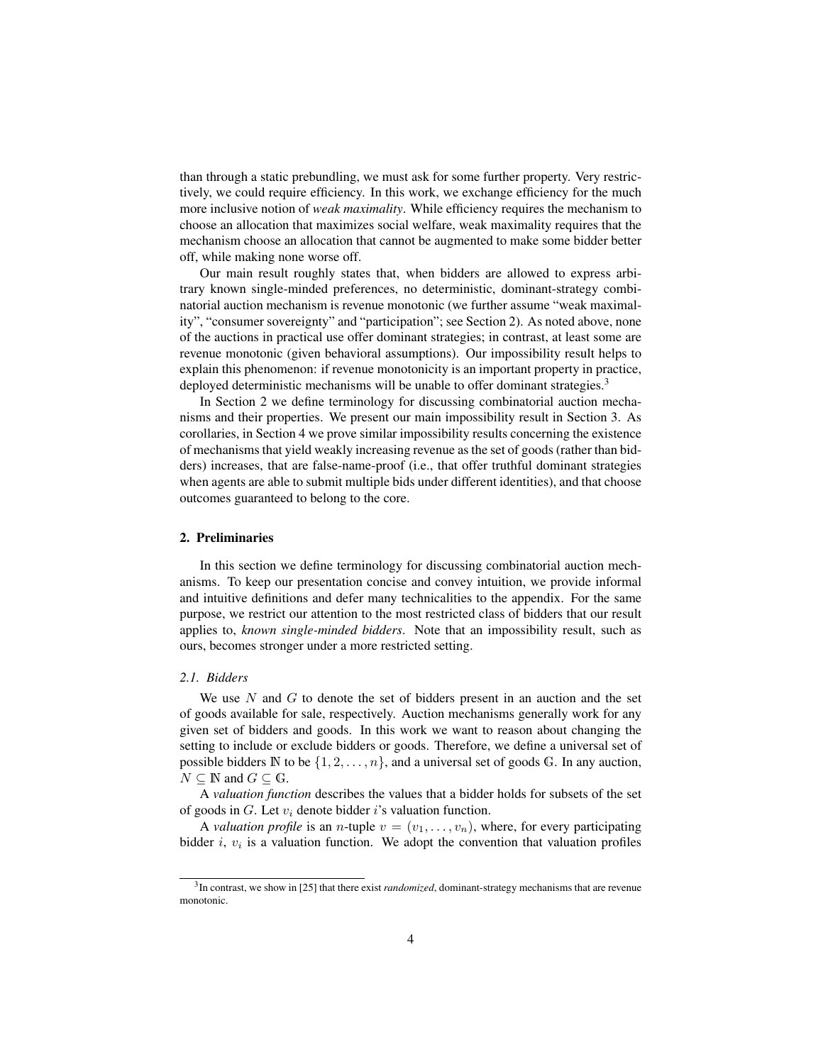than through a static prebundling, we must ask for some further property. Very restrictively, we could require efficiency. In this work, we exchange efficiency for the much more inclusive notion of *weak maximality*. While efficiency requires the mechanism to choose an allocation that maximizes social welfare, weak maximality requires that the mechanism choose an allocation that cannot be augmented to make some bidder better off, while making none worse off.

Our main result roughly states that, when bidders are allowed to express arbitrary known single-minded preferences, no deterministic, dominant-strategy combinatorial auction mechanism is revenue monotonic (we further assume "weak maximality", "consumer sovereignty" and "participation"; see Section 2). As noted above, none of the auctions in practical use offer dominant strategies; in contrast, at least some are revenue monotonic (given behavioral assumptions). Our impossibility result helps to explain this phenomenon: if revenue monotonicity is an important property in practice, deployed deterministic mechanisms will be unable to offer dominant strategies.[3]

In Section 2 we define terminology for discussing combinatorial auction mechanisms and their properties. We present our main impossibility result in Section 3. As corollaries, in Section 4 we prove similar impossibility results concerning the existence of mechanisms that yield weakly increasing revenue as the set of goods (rather than bidders) increases, that are false-name-proof (i.e., that offer truthful dominant strategies when agents are able to submit multiple bids under different identities), and that choose outcomes guaranteed to belong to the core.

## 2. Preliminaries

In this section we define terminology for discussing combinatorial auction mechanisms. To keep our presentation concise and convey intuition, we provide informal and intuitive definitions and defer many technicalities to the appendix. For the same purpose, we restrict our attention to the most restricted class of bidders that our result applies to, *known single-minded bidders*. Note that an impossibility result, such as ours, becomes stronger under a more restricted setting.

### *2.1. Bidders*

We use $N$ and $G$ to denote the set of bidders present in an auction and the set of goods available for sale, respectively. Auction mechanisms generally work for any given set of bidders and goods. In this work we want to reason about changing the setting to include or exclude bidders or goods. Therefore, we define a universal set of possible bidders $\mathbb{N}$ to be $\{1, 2, \ldots, n\}$, and a universal set of goods $\mathbb{G}$. In any auction, $N \subseteq \mathbb{N}$ and $G \subseteq \mathbb{G}$.

A *valuation function* describes the values that a bidder holds for subsets of the set of goods in $G$. Let $v_i$ denote bidder $i$'s valuation function.

A *valuation profile* is an $n$-tuple $v = (v_1, \ldots, v_n)$, where, for every participating bidder $i$, $v_i$ is a valuation function. We adopt the convention that valuation profiles

[3] In contrast, we show in [25] that there exist *randomized*, dominant-strategy mechanisms that are revenue monotonic.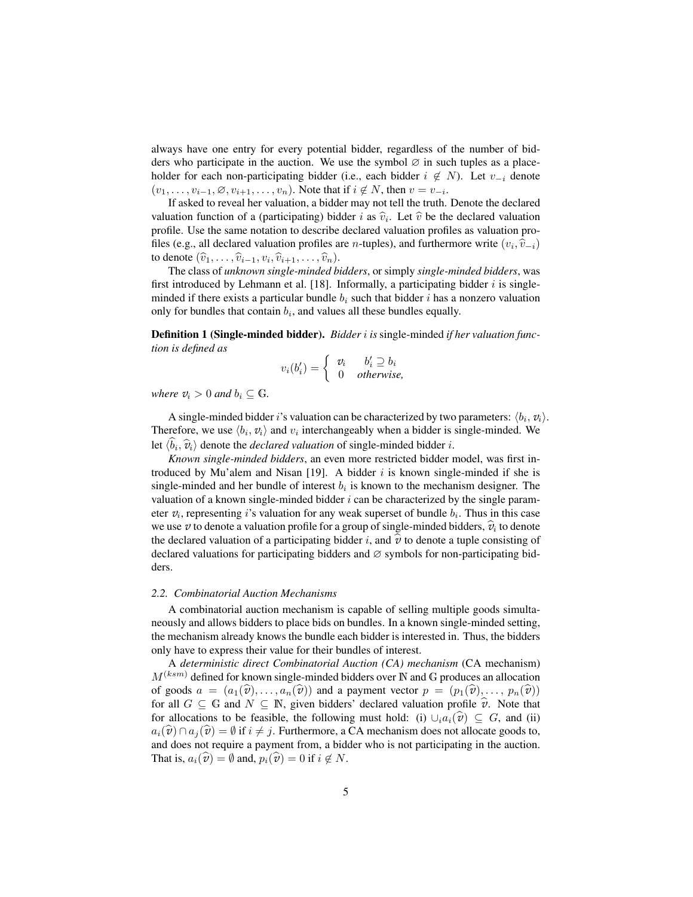always have one entry for every potential bidder, regardless of the number of bidders who participate in the auction. We use the symbol $\varnothing$ in such tuples as a placeholder for each non-participating bidder (i.e., each bidder $i \notin N$). Let $v_{-i}$ denote $(v_1, \ldots, v_{i-1}, \varnothing, v_{i+1}, \ldots, v_n)$. Note that if $i \notin N$, then $v = v_{-i}$.

If asked to reveal her valuation, a bidder may not tell the truth. Denote the declared valuation function of a (participating) bidder $i$ as $\widehat{v}_i$. Let $\widehat{v}$ be the declared valuation profile. Use the same notation to describe declared valuation profiles as valuation profiles (e.g., all declared valuation profiles are $n$-tuples), and furthermore write $(v_i, \widehat{v}_{-i})$ to denote $(\widehat{v}_1, \ldots, \widehat{v}_{i-1}, v_i, \widehat{v}_{i+1}, \ldots, \widehat{v}_n)$.

The class of *unknown single-minded bidders*, or simply *single-minded bidders*, was first introduced by Lehmann et al. [18]. Informally, a participating bidder $i$ is single-minded if there exists a particular bundle $b_i$ such that bidder $i$ has a nonzero valuation only for bundles that contain $b_i$, and values all these bundles equally.

**Definition 1 (Single-minded bidder).** *Bidder $i$ is* single-minded *if her valuation function is defined as*

$$v_i(b'_i) = \begin{cases} \mathcal{v}_i & b'_i \supseteq b_i \\ 0 & \textit{otherwise,} \end{cases}$$

*where $\mathcal{v}_i > 0$ and $b_i \subseteq \mathbb{G}$.*

A single-minded bidder $i$'s valuation can be characterized by two parameters: $\langle b_i, \mathcal{v}_i \rangle$. Therefore, we use $\langle b_i, \mathcal{v}_i \rangle$ and $v_i$ interchangeably when a bidder is single-minded. We let $\langle \widehat{b}_i, \widehat{\mathcal{v}}_i \rangle$ denote the *declared valuation* of single-minded bidder $i$.

*Known single-minded bidders*, an even more restricted bidder model, was first introduced by Mu'alem and Nisan [19]. A bidder $i$ is known single-minded if she is single-minded and her bundle of interest $b_i$ is known to the mechanism designer. The valuation of a known single-minded bidder $i$ can be characterized by the single parameter $\mathcal{v}_i$, representing $i$'s valuation for any weak superset of bundle $b_i$. Thus in this case we use $\mathcal{v}$ to denote a valuation profile for a group of single-minded bidders, $\widehat{\mathcal{v}}_i$ to denote the declared valuation of a participating bidder $i$, and $\widehat{\mathcal{v}}$ to denote a tuple consisting of declared valuations for participating bidders and $\varnothing$ symbols for non-participating bidders.

### 2.2. Combinatorial Auction Mechanisms

A combinatorial auction mechanism is capable of selling multiple goods simultaneously and allows bidders to place bids on bundles. In a known single-minded setting, the mechanism already knows the bundle each bidder is interested in. Thus, the bidders only have to express their value for their bundles of interest.

A *deterministic direct Combinatorial Auction (CA) mechanism* (CA mechanism) $M^{(ksm)}$ defined for known single-minded bidders over $\mathbb{N}$ and $\mathbb{G}$ produces an allocation of goods $a = (a_1(\widehat{\mathcal{v}}), \ldots, a_n(\widehat{\mathcal{v}}))$ and a payment vector $p = (p_1(\widehat{\mathcal{v}}), \ldots, p_n(\widehat{\mathcal{v}}))$ for all $G \subseteq \mathbb{G}$ and $N \subseteq \mathbb{N}$, given bidders' declared valuation profile $\widehat{\mathcal{v}}$. Note that for allocations to be feasible, the following must hold: (i) $\cup_i a_i(\widehat{\mathcal{v}}) \subseteq G$, and (ii) $a_i(\widehat{\mathcal{v}}) \cap a_j(\widehat{\mathcal{v}}) = \emptyset$ if $i \neq j$. Furthermore, a CA mechanism does not allocate goods to, and does not require a payment from, a bidder who is not participating in the auction. That is, $a_i(\widehat{\mathcal{v}}) = \emptyset$ and, $p_i(\widehat{\mathcal{v}}) = 0$ if $i \notin N$.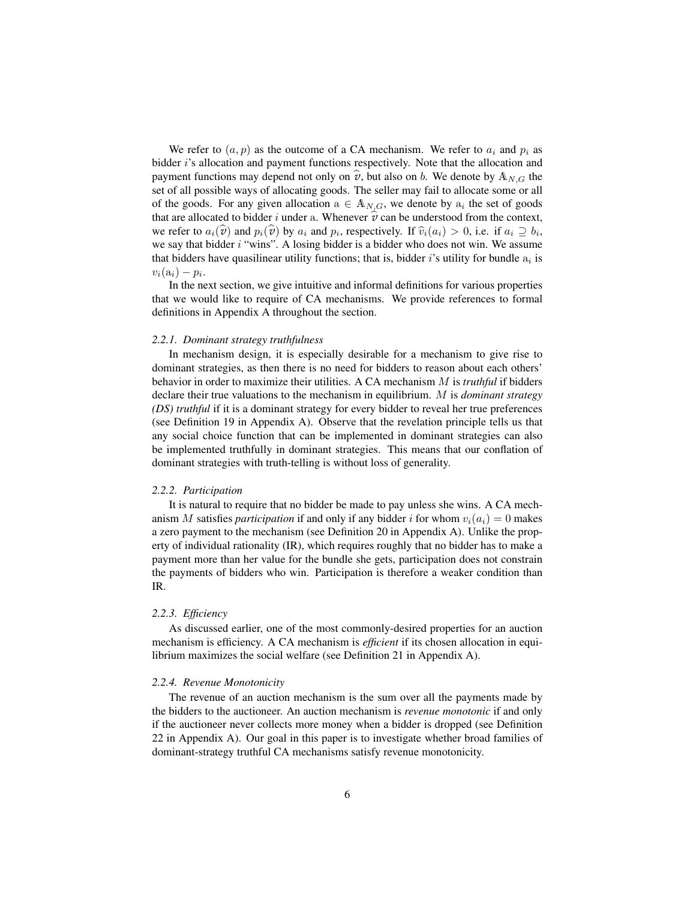We refer to $(a, p)$ as the outcome of a CA mechanism. We refer to $a_i$ and $p_i$ as bidder $i$'s allocation and payment functions respectively. Note that the allocation and payment functions may depend not only on $\widehat{v}$, but also on $b$. We denote by $\mathbb{A}_{N,G}$ the set of all possible ways of allocating goods. The seller may fail to allocate some or all of the goods. For any given allocation $\mathrm{a} \in \mathbb{A}_{N,G}$, we denote by $\mathrm{a}_i$ the set of goods that are allocated to bidder $i$ under $\mathrm{a}$. Whenever $\widehat{v}$ can be understood from the context, we refer to $a_i(\widehat{v})$ and $p_i(\widehat{v})$ by $a_i$ and $p_i$, respectively. If $\widehat{v}_i(a_i) > 0$, i.e. if $a_i \supseteq b_i$, we say that bidder $i$ "wins". A losing bidder is a bidder who does not win. We assume that bidders have quasilinear utility functions; that is, bidder $i$'s utility for bundle $\mathrm{a}_i$ is $v_i(\mathrm{a}_i) - p_i$.

In the next section, we give intuitive and informal definitions for various properties that we would like to require of CA mechanisms. We provide references to formal definitions in Appendix A throughout the section.

#### *2.2.1. Dominant strategy truthfulness*

In mechanism design, it is especially desirable for a mechanism to give rise to dominant strategies, as then there is no need for bidders to reason about each others' behavior in order to maximize their utilities. A CA mechanism $M$ is ***truthful*** if bidders declare their true valuations to the mechanism in equilibrium. $M$ is ***dominant strategy (DS) truthful*** if it is a dominant strategy for every bidder to reveal her true preferences (see Definition 19 in Appendix A). Observe that the revelation principle tells us that any social choice function that can be implemented in dominant strategies can also be implemented truthfully in dominant strategies. This means that our conflation of dominant strategies with truth-telling is without loss of generality.

#### *2.2.2. Participation*

It is natural to require that no bidder be made to pay unless she wins. A CA mechanism $M$ satisfies *participation* if and only if any bidder $i$ for whom $v_i(a_i) = 0$ makes a zero payment to the mechanism (see Definition 20 in Appendix A). Unlike the property of individual rationality (IR), which requires roughly that no bidder has to make a payment more than her value for the bundle she gets, participation does not constrain the payments of bidders who win. Participation is therefore a weaker condition than IR.

#### *2.2.3. Efficiency*

As discussed earlier, one of the most commonly-desired properties for an auction mechanism is efficiency. A CA mechanism is *efficient* if its chosen allocation in equilibrium maximizes the social welfare (see Definition 21 in Appendix A).

#### *2.2.4. Revenue Monotonicity*

The revenue of an auction mechanism is the sum over all the payments made by the bidders to the auctioneer. An auction mechanism is *revenue monotonic* if and only if the auctioneer never collects more money when a bidder is dropped (see Definition 22 in Appendix A). Our goal in this paper is to investigate whether broad families of dominant-strategy truthful CA mechanisms satisfy revenue monotonicity.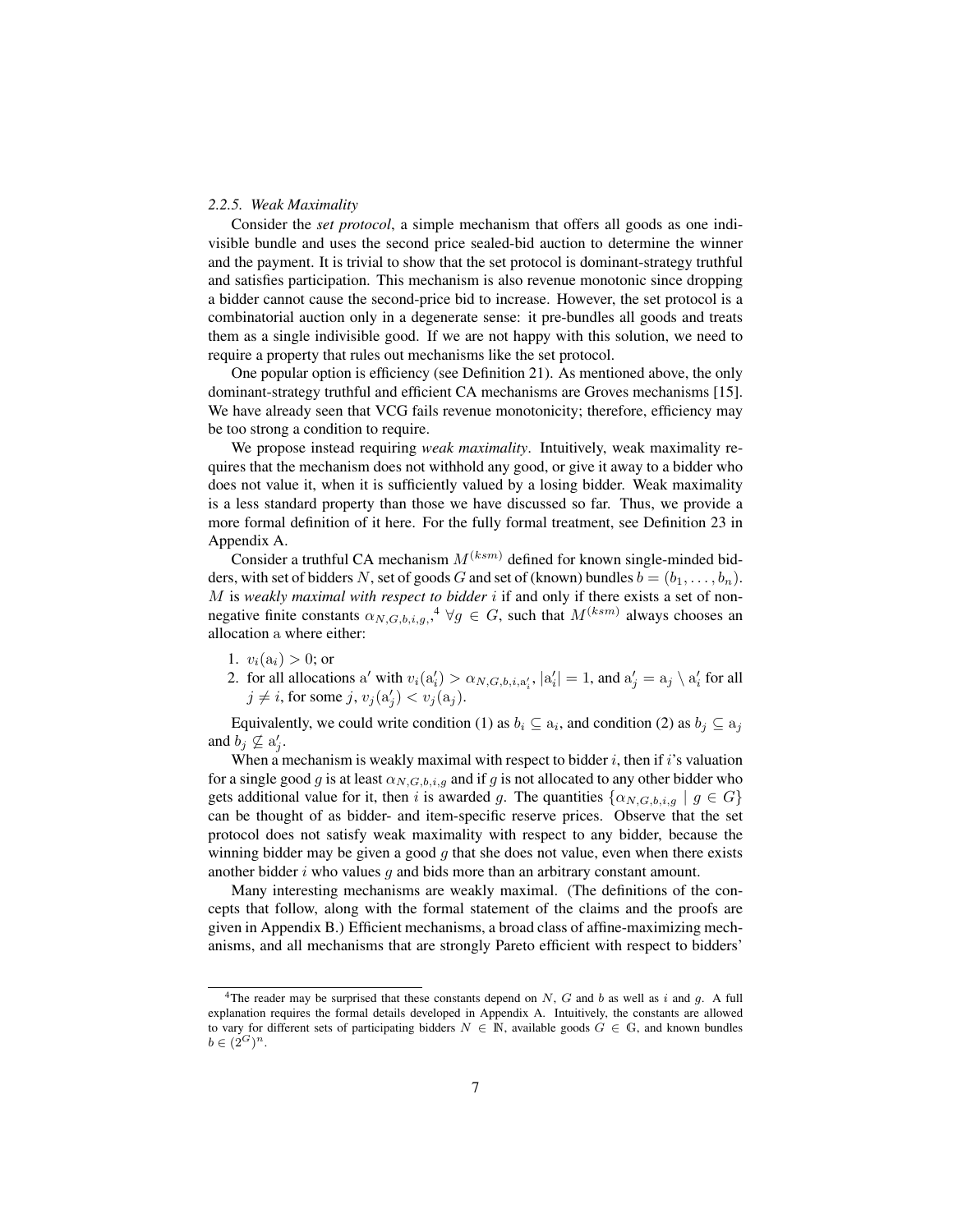### 2.2.5. Weak Maximality

Consider the *set protocol*, a simple mechanism that offers all goods as one indivisible bundle and uses the second price sealed-bid auction to determine the winner and the payment. It is trivial to show that the set protocol is dominant-strategy truthful and satisfies participation. This mechanism is also revenue monotonic since dropping a bidder cannot cause the second-price bid to increase. However, the set protocol is a combinatorial auction only in a degenerate sense: it pre-bundles all goods and treats them as a single indivisible good. If we are not happy with this solution, we need to require a property that rules out mechanisms like the set protocol.

One popular option is efficiency (see Definition 21). As mentioned above, the only dominant-strategy truthful and efficient CA mechanisms are Groves mechanisms [15]. We have already seen that VCG fails revenue monotonicity; therefore, efficiency may be too strong a condition to require.

We propose instead requiring *weak maximality*. Intuitively, weak maximality requires that the mechanism does not withhold any good, or give it away to a bidder who does not value it, when it is sufficiently valued by a losing bidder. Weak maximality is a less standard property than those we have discussed so far. Thus, we provide a more formal definition of it here. For the fully formal treatment, see Definition 23 in Appendix A.

Consider a truthful CA mechanism $M^{(ksm)}$ defined for known single-minded bidders, with set of bidders $N$, set of goods $G$ and set of (known) bundles $b = (b_1, \ldots, b_n)$. $M$ is *weakly maximal with respect to bidder $i$* if and only if there exists a set of nonnegative finite constants $\alpha_{N,G,b,i,g}$,[4] $\forall g \in G$, such that $M^{(ksm)}$ always chooses an allocation $\mathrm{a}$ where either:

1. $v_i(\mathrm{a}_i) > 0$; or
2. for all allocations $\mathrm{a}'$ with $v_i(\mathrm{a}'_i) > \alpha_{N,G,b,i,\mathrm{a}'_i}$, $|\mathrm{a}'_i| = 1$, and $\mathrm{a}'_j = \mathrm{a}_j \setminus \mathrm{a}'_i$ for all $j \neq i$, for some $j$, $v_j(\mathrm{a}'_j) < v_j(\mathrm{a}_j)$.

Equivalently, we could write condition (1) as $b_i \subseteq \mathrm{a}_i$, and condition (2) as $b_j \subseteq \mathrm{a}_j$ and $b_j \not\subseteq \mathrm{a}'_j$.

When a mechanism is weakly maximal with respect to bidder $i$, then if $i$'s valuation for a single good $g$ is at least $\alpha_{N,G,b,i,g}$ and if $g$ is not allocated to any other bidder who gets additional value for it, then $i$ is awarded $g$. The quantities $\{\alpha_{N,G,b,i,g} \mid g \in G\}$ can be thought of as bidder- and item-specific reserve prices. Observe that the set protocol does not satisfy weak maximality with respect to any bidder, because the winning bidder may be given a good $g$ that she does not value, even when there exists another bidder $i$ who values $g$ and bids more than an arbitrary constant amount.

Many interesting mechanisms are weakly maximal. (The definitions of the concepts that follow, along with the formal statement of the claims and the proofs are given in Appendix B.) Efficient mechanisms, a broad class of affine-maximizing mechanisms, and all mechanisms that are strongly Pareto efficient with respect to bidders'

---

[4] The reader may be surprised that these constants depend on $N$, $G$ and $b$ as well as $i$ and $g$. A full explanation requires the formal details developed in Appendix A. Intuitively, the constants are allowed to vary for different sets of participating bidders $N \in \mathbb{N}$, available goods $G \in \mathbb{G}$, and known bundles $b \in (2^G)^n$.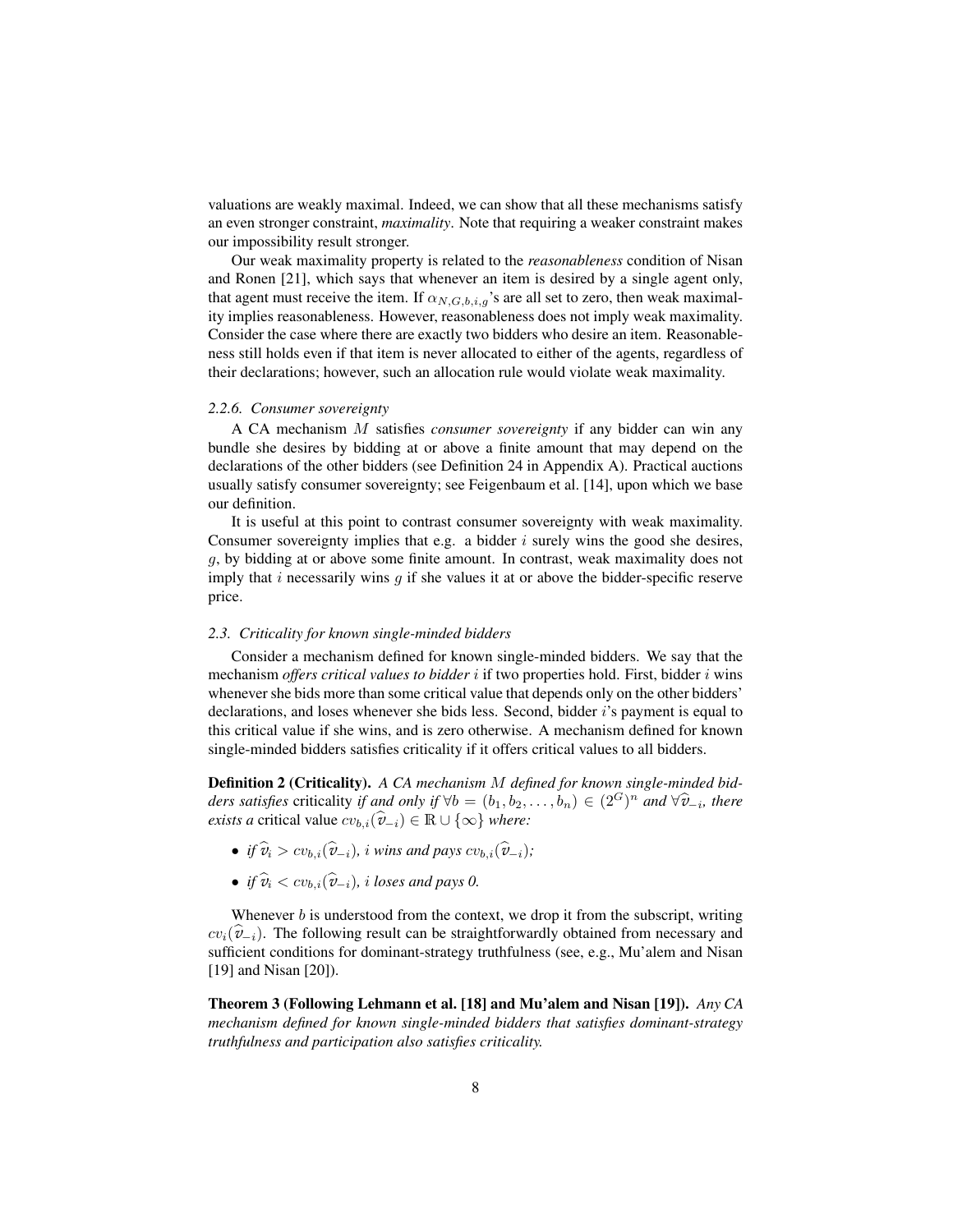valuations are weakly maximal. Indeed, we can show that all these mechanisms satisfy an even stronger constraint, *maximality*. Note that requiring a weaker constraint makes our impossibility result stronger.

Our weak maximality property is related to the *reasonableness* condition of Nisan and Ronen [21], which says that whenever an item is desired by a single agent only, that agent must receive the item. If $\alpha_{N,G,b,i,g}$'s are all set to zero, then weak maximality implies reasonableness. However, reasonableness does not imply weak maximality. Consider the case where there are exactly two bidders who desire an item. Reasonableness still holds even if that item is never allocated to either of the agents, regardless of their declarations; however, such an allocation rule would violate weak maximality.

#### 2.2.6. Consumer sovereignty

A CA mechanism $M$ satisfies *consumer sovereignty* if any bidder can win any bundle she desires by bidding at or above a finite amount that may depend on the declarations of the other bidders (see Definition 24 in Appendix A). Practical auctions usually satisfy consumer sovereignty; see Feigenbaum et al. [14], upon which we base our definition.

It is useful at this point to contrast consumer sovereignty with weak maximality. Consumer sovereignty implies that e.g. a bidder $i$ surely wins the good she desires, $g$, by bidding at or above some finite amount. In contrast, weak maximality does not imply that $i$ necessarily wins $g$ if she values it at or above the bidder-specific reserve price.

### 2.3. Criticality for known single-minded bidders

Consider a mechanism defined for known single-minded bidders. We say that the mechanism *offers critical values to bidder* $i$ if two properties hold. First, bidder $i$ wins whenever she bids more than some critical value that depends only on the other bidders' declarations, and loses whenever she bids less. Second, bidder $i$'s payment is equal to this critical value if she wins, and is zero otherwise. A mechanism defined for known single-minded bidders satisfies criticality if it offers critical values to all bidders.

**Definition 2 (Criticality).** *A CA mechanism $M$ defined for known single-minded bidders satisfies* criticality *if and only if $\forall b = (b_1, b_2, \ldots, b_n) \in (2^G)^n$ and $\forall \widehat{v}_{-i}$, there exists a* critical value $cv_{b,i}(\widehat{v}_{-i}) \in \mathbb{R} \cup \{\infty\}$ *where:*

- *if $\widehat{v}_i > cv_{b,i}(\widehat{v}_{-i})$, $i$ wins and pays $cv_{b,i}(\widehat{v}_{-i})$;*
- *if $\widehat{v}_i < cv_{b,i}(\widehat{v}_{-i})$, $i$ loses and pays 0.*

Whenever $b$ is understood from the context, we drop it from the subscript, writing $cv_i(\widehat{v}_{-i})$. The following result can be straightforwardly obtained from necessary and sufficient conditions for dominant-strategy truthfulness (see, e.g., Mu'alem and Nisan [19] and Nisan [20]).

**Theorem 3 (Following Lehmann et al. [18] and Mu'alem and Nisan [19]).** *Any CA mechanism defined for known single-minded bidders that satisfies dominant-strategy truthfulness and participation also satisfies criticality.*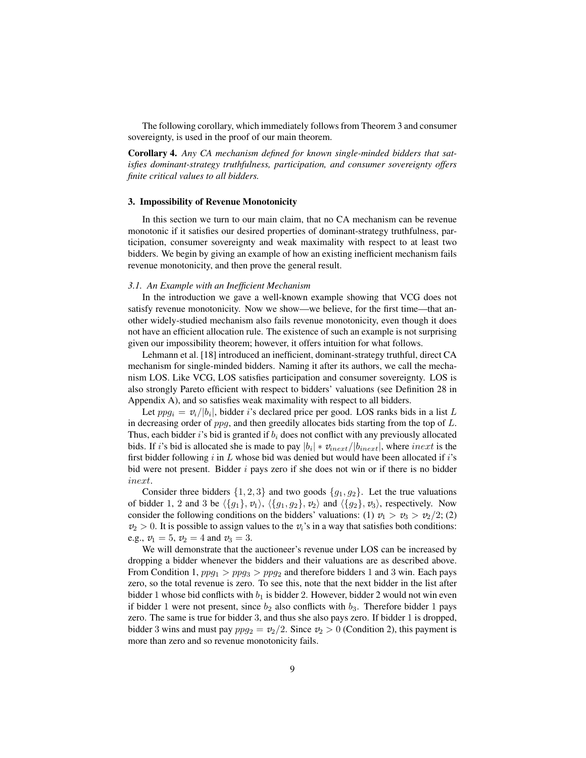The following corollary, which immediately follows from Theorem 3 and consumer sovereignty, is used in the proof of our main theorem.

**Corollary 4.** *Any CA mechanism defined for known single-minded bidders that satisfies dominant-strategy truthfulness, participation, and consumer sovereignty offers finite critical values to all bidders.*

## 3. Impossibility of Revenue Monotonicity

In this section we turn to our main claim, that no CA mechanism can be revenue monotonic if it satisfies our desired properties of dominant-strategy truthfulness, participation, consumer sovereignty and weak maximality with respect to at least two bidders. We begin by giving an example of how an existing inefficient mechanism fails revenue monotonicity, and then prove the general result.

### *3.1. An Example with an Inefficient Mechanism*

In the introduction we gave a well-known example showing that VCG does not satisfy revenue monotonicity. Now we show—we believe, for the first time—that another widely-studied mechanism also fails revenue monotonicity, even though it does not have an efficient allocation rule. The existence of such an example is not surprising given our impossibility theorem; however, it offers intuition for what follows.

Lehmann et al. [18] introduced an inefficient, dominant-strategy truthful, direct CA mechanism for single-minded bidders. Naming it after its authors, we call the mechanism LOS. Like VCG, LOS satisfies participation and consumer sovereignty. LOS is also strongly Pareto efficient with respect to bidders' valuations (see Definition 28 in Appendix A), and so satisfies weak maximality with respect to all bidders.

Let $ppg_i = v_i/|b_i|$, bidder $i$'s declared price per good. LOS ranks bids in a list $L$ in decreasing order of $ppg$, and then greedily allocates bids starting from the top of $L$. Thus, each bidder $i$'s bid is granted if $b_i$ does not conflict with any previously allocated bids. If $i$'s bid is allocated she is made to pay $|b_i| * v_{inext}/|b_{inext}|$, where $inext$ is the first bidder following $i$ in $L$ whose bid was denied but would have been allocated if $i$'s bid were not present. Bidder $i$ pays zero if she does not win or if there is no bidder $inext$.

Consider three bidders $\{1, 2, 3\}$ and two goods $\{g_1, g_2\}$. Let the true valuations of bidder 1, 2 and 3 be $\langle \{g_1\}, v_1 \rangle$, $\langle \{g_1, g_2\}, v_2 \rangle$ and $\langle \{g_2\}, v_3 \rangle$, respectively. Now consider the following conditions on the bidders' valuations: (1) $v_1 > v_3 > v_2/2$; (2) $v_2 > 0$. It is possible to assign values to the $v_i$'s in a way that satisfies both conditions: e.g., $v_1 = 5$, $v_2 = 4$ and $v_3 = 3$.

We will demonstrate that the auctioneer's revenue under LOS can be increased by dropping a bidder whenever the bidders and their valuations are as described above. From Condition 1, $ppg_1 > ppg_3 > ppg_2$ and therefore bidders 1 and 3 win. Each pays zero, so the total revenue is zero. To see this, note that the next bidder in the list after bidder 1 whose bid conflicts with $b_1$ is bidder 2. However, bidder 2 would not win even if bidder 1 were not present, since $b_2$ also conflicts with $b_3$. Therefore bidder 1 pays zero. The same is true for bidder 3, and thus she also pays zero. If bidder 1 is dropped, bidder 3 wins and must pay $ppg_2 = v_2/2$. Since $v_2 > 0$ (Condition 2), this payment is more than zero and so revenue monotonicity fails.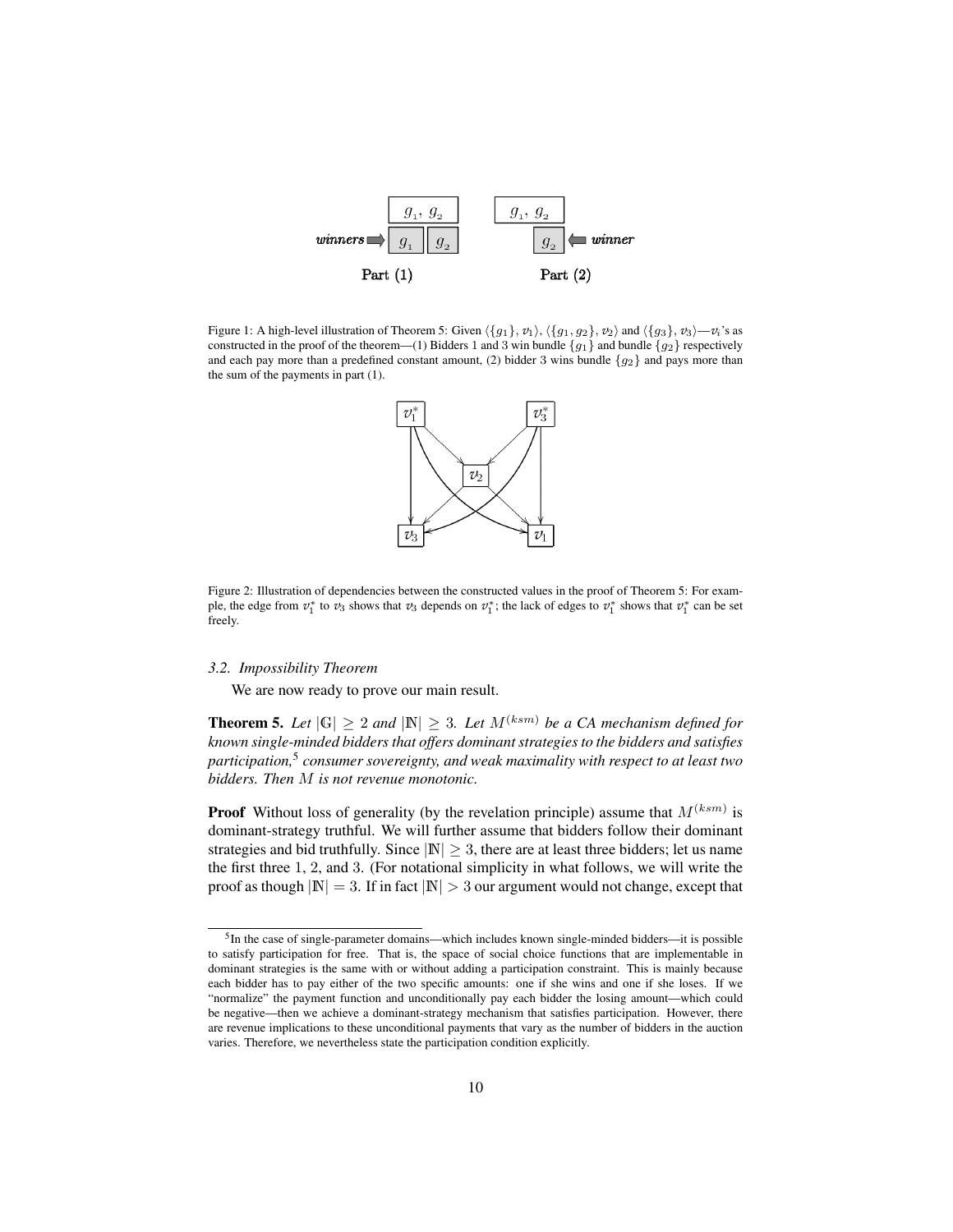Figure 1: A high-level illustration of Theorem 5: Given $\langle\{g_1\}, v_1\rangle$, $\langle\{g_1, g_2\}, v_2\rangle$ and $\langle\{g_3\}, v_3\rangle$—$v_i$'s as constructed in the proof of the theorem—(1) Bidders 1 and 3 win bundle $\{g_1\}$ and bundle $\{g_2\}$ respectively and each pay more than a predefined constant amount, (2) bidder 3 wins bundle $\{g_2\}$ and pays more than the sum of the payments in part (1).

Figure 2: Illustration of dependencies between the constructed values in the proof of Theorem 5: For example, the edge from $v_1^*$ to $v_3$ shows that $v_3$ depends on $v_1^*$; the lack of edges to $v_1^*$ shows that $v_1^*$ can be set freely.

### *3.2. Impossibility Theorem*

We are now ready to prove our main result.

**Theorem 5.** *Let $|\mathbb{G}| \geq 2$ and $|\mathbb{N}| \geq 3$. Let $M^{(ksm)}$ be a CA mechanism defined for known single-minded bidders that offers dominant strategies to the bidders and satisfies participation,*[5] *consumer sovereignty, and weak maximality with respect to at least two bidders. Then $M$ is not revenue monotonic.*

**Proof** Without loss of generality (by the revelation principle) assume that $M^{(ksm)}$ is dominant-strategy truthful. We will further assume that bidders follow their dominant strategies and bid truthfully. Since $|\mathbb{N}| \geq 3$, there are at least three bidders; let us name the first three 1, 2, and 3. (For notational simplicity in what follows, we will write the proof as though $|\mathbb{N}| = 3$. If in fact $|\mathbb{N}| > 3$ our argument would not change, except that

[5] In the case of single-parameter domains—which includes known single-minded bidders—it is possible to satisfy participation for free. That is, the space of social choice functions that are implementable in dominant strategies is the same with or without adding a participation constraint. This is mainly because each bidder has to pay either of the two specific amounts: one if she wins and one if she loses. If we "normalize" the payment function and unconditionally pay each bidder the losing amount—which could be negative—then we achieve a dominant-strategy mechanism that satisfies participation. However, there are revenue implications to these unconditional payments that vary as the number of bidders in the auction varies. Therefore, we nevertheless state the participation condition explicitly.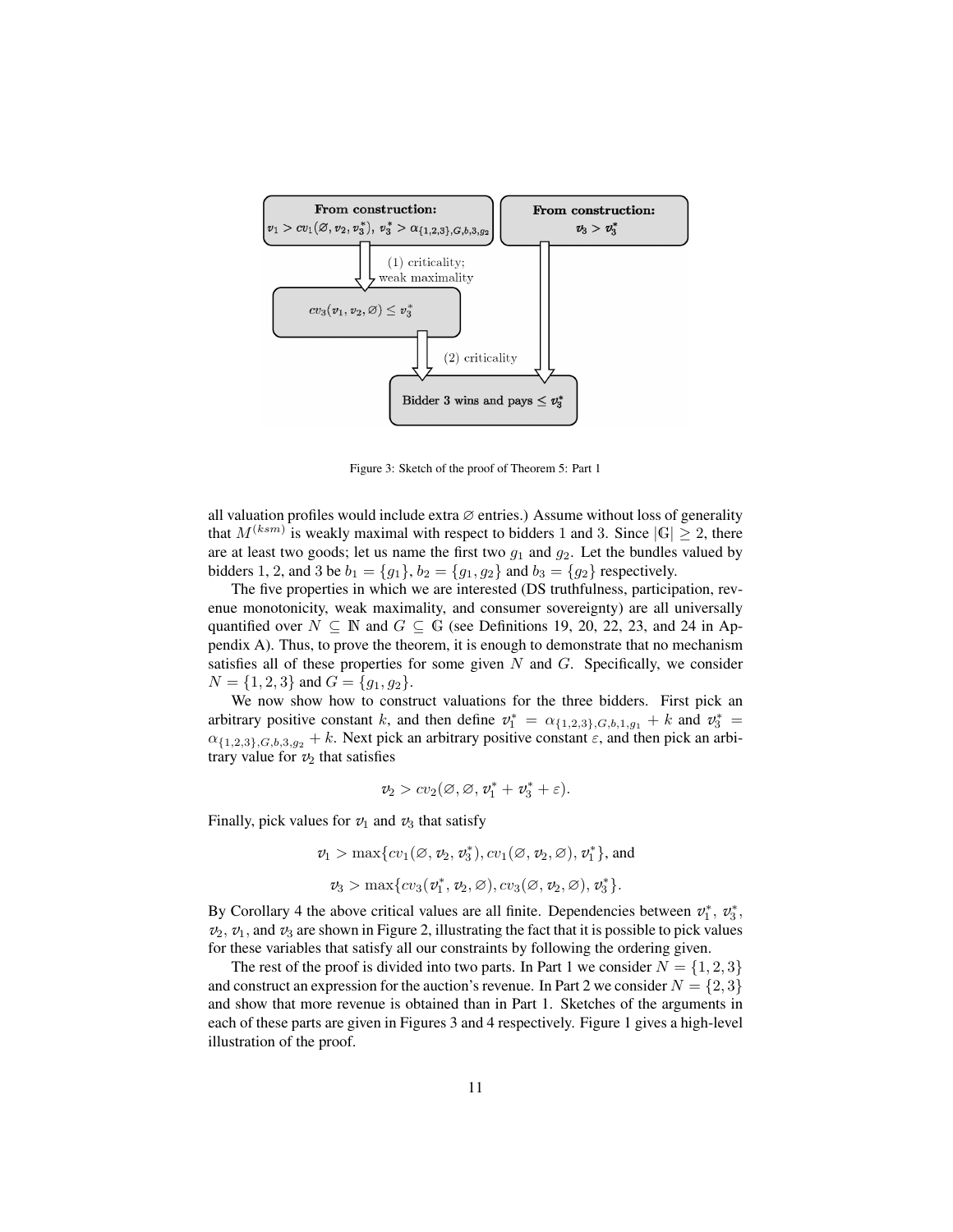**From construction:** $v_1 > cv_1(\varnothing, v_2, v_3^*)$, $v_3^* > \alpha_{\{1,2,3\},G,b,3,g_2}$

**From construction:** $v_3 > v_3^*$

(1) criticality; weak maximality

$cv_3(v_1, v_2, \varnothing) \leq v_3^*$

(2) criticality

**Bidder 3 wins and pays** $\leq v_3^*$

Figure 3: Sketch of the proof of Theorem 5: Part 1

all valuation profiles would include extra $\varnothing$ entries.) Assume without loss of generality that $M^{(ksm)}$ is weakly maximal with respect to bidders 1 and 3. Since $|\mathbb{G}| \geq 2$, there are at least two goods; let us name the first two $g_1$ and $g_2$. Let the bundles valued by bidders 1, 2, and 3 be $b_1 = \{g_1\}$, $b_2 = \{g_1, g_2\}$ and $b_3 = \{g_2\}$ respectively.

The five properties in which we are interested (DS truthfulness, participation, revenue monotonicity, weak maximality, and consumer sovereignty) are all universally quantified over $N \subseteq \mathbb{N}$ and $G \subseteq \mathbb{G}$ (see Definitions 19, 20, 22, 23, and 24 in Appendix A). Thus, to prove the theorem, it is enough to demonstrate that no mechanism satisfies all of these properties for some given $N$ and $G$. Specifically, we consider $N = \{1, 2, 3\}$ and $G = \{g_1, g_2\}$.

We now show how to construct valuations for the three bidders. First pick an arbitrary positive constant $k$, and then define $v_1^* = \alpha_{\{1,2,3\},G,b,1,g_1} + k$ and $v_3^* = \alpha_{\{1,2,3\},G,b,3,g_2} + k$. Next pick an arbitrary positive constant $\varepsilon$, and then pick an arbitrary value for $v_2$ that satisfies

$$v_2 > cv_2(\varnothing, \varnothing, v_1^* + v_3^* + \varepsilon).$$

Finally, pick values for $v_1$ and $v_3$ that satisfy

$$v_1 > \max\{cv_1(\varnothing, v_2, v_3^*), cv_1(\varnothing, v_2, \varnothing), v_1^*\}, \text{ and}$$

$$v_3 > \max\{cv_3(v_1^*, v_2, \varnothing), cv_3(\varnothing, v_2, \varnothing), v_3^*\}.$$

By Corollary 4 the above critical values are all finite. Dependencies between $v_1^*$, $v_3^*$, $v_2$, $v_1$, and $v_3$ are shown in Figure 2, illustrating the fact that it is possible to pick values for these variables that satisfy all our constraints by following the ordering given.

The rest of the proof is divided into two parts. In Part 1 we consider $N = \{1, 2, 3\}$ and construct an expression for the auction's revenue. In Part 2 we consider $N = \{2, 3\}$ and show that more revenue is obtained than in Part 1. Sketches of the arguments in each of these parts are given in Figures 3 and 4 respectively. Figure 1 gives a high-level illustration of the proof.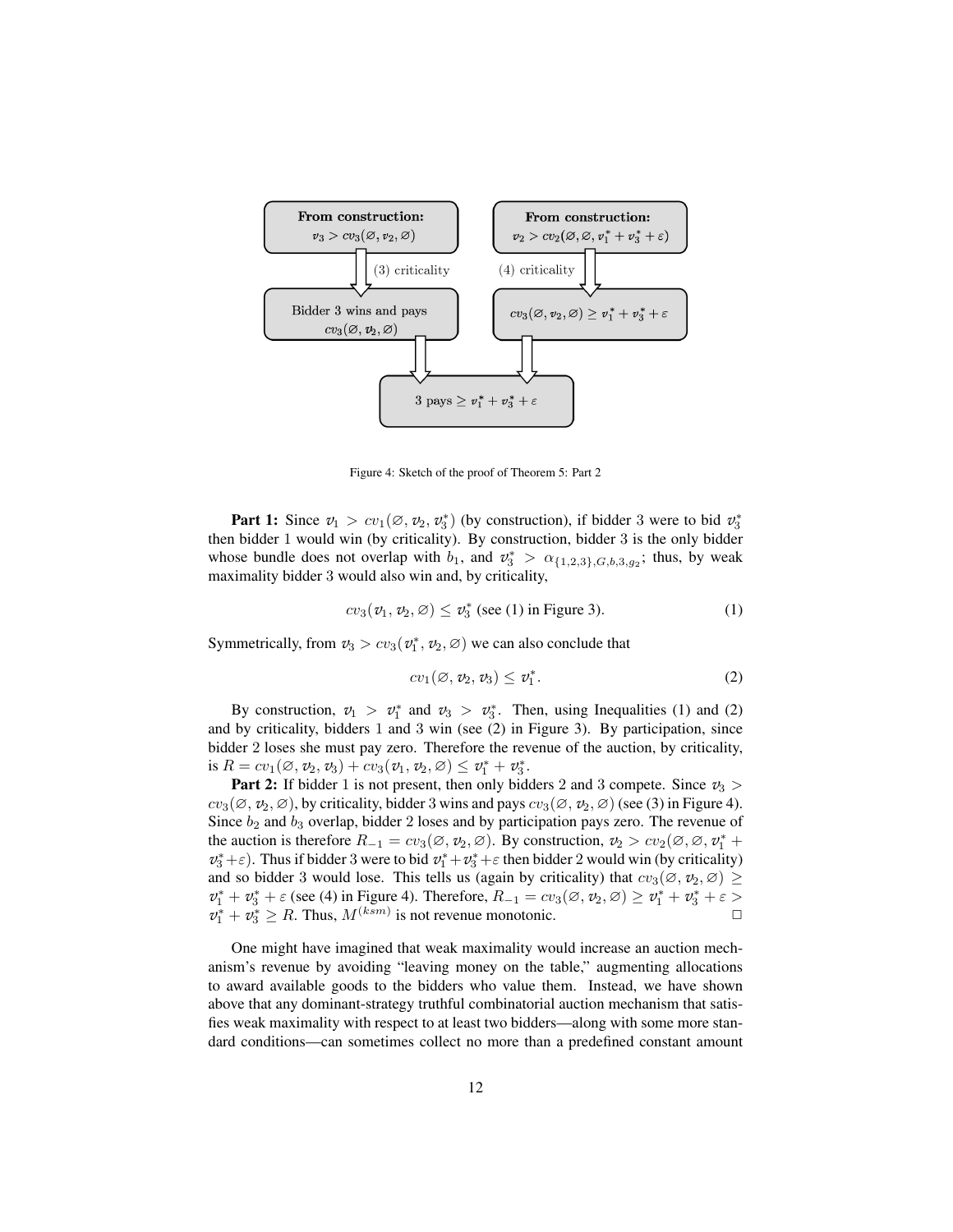From construction: $v_3 > cv_3(\varnothing, v_2, \varnothing)$

(3) criticality

Bidder 3 wins and pays $cv_3(\varnothing, v_2, \varnothing)$

From construction: $v_2 > cv_2(\varnothing, \varnothing, v_1^* + v_3^* + \varepsilon)$

(4) criticality

$cv_3(\varnothing, v_2, \varnothing) \geq v_1^* + v_3^* + \varepsilon$

3 pays $\geq v_1^* + v_3^* + \varepsilon$

Figure 4: Sketch of the proof of Theorem 5: Part 2

**Part 1:** Since $v_1 > cv_1(\varnothing, v_2, v_3^*)$ (by construction), if bidder 3 were to bid $v_3^*$ then bidder 1 would win (by criticality). By construction, bidder 3 is the only bidder whose bundle does not overlap with $b_1$, and $v_3^* > \alpha_{\{1,2,3\},G,b,3,g_2}$; thus, by weak maximality bidder 3 would also win and, by criticality,

$$cv_3(v_1, v_2, \varnothing) \leq v_3^* \text{ (see (1) in Figure 3).} \tag{1}$$

Symmetrically, from $v_3 > cv_3(v_1^*, v_2, \varnothing)$ we can also conclude that

$$cv_1(\varnothing, v_2, v_3) \leq v_1^*. \tag{2}$$

By construction, $v_1 > v_1^*$ and $v_3 > v_3^*$. Then, using Inequalities (1) and (2) and by criticality, bidders 1 and 3 win (see (2) in Figure 3). By participation, since bidder 2 loses she must pay zero. Therefore the revenue of the auction, by criticality, is $R = cv_1(\varnothing, v_2, v_3) + cv_3(v_1, v_2, \varnothing) \leq v_1^* + v_3^*$.

**Part 2:** If bidder 1 is not present, then only bidders 2 and 3 compete. Since $v_3 > cv_3(\varnothing, v_2, \varnothing)$, by criticality, bidder 3 wins and pays $cv_3(\varnothing, v_2, \varnothing)$ (see (3) in Figure 4). Since $b_2$ and $b_3$ overlap, bidder 2 loses and by participation pays zero. The revenue of the auction is therefore $R_{-1} = cv_3(\varnothing, v_2, \varnothing)$. By construction, $v_2 > cv_2(\varnothing, \varnothing, v_1^* + v_3^* + \varepsilon)$. Thus if bidder 3 were to bid $v_1^* + v_3^* + \varepsilon$ then bidder 2 would win (by criticality) and so bidder 3 would lose. This tells us (again by criticality) that $cv_3(\varnothing, v_2, \varnothing) \geq v_1^* + v_3^* + \varepsilon$ (see (4) in Figure 4). Therefore, $R_{-1} = cv_3(\varnothing, v_2, \varnothing) \geq v_1^* + v_3^* + \varepsilon > v_1^* + v_3^* \geq R$. Thus, $M^{(ksm)}$ is not revenue monotonic. □

One might have imagined that weak maximality would increase an auction mechanism's revenue by avoiding "leaving money on the table," augmenting allocations to award available goods to the bidders who value them. Instead, we have shown above that any dominant-strategy truthful combinatorial auction mechanism that satisfies weak maximality with respect to at least two bidders—along with some more standard conditions—can sometimes collect no more than a predefined constant amount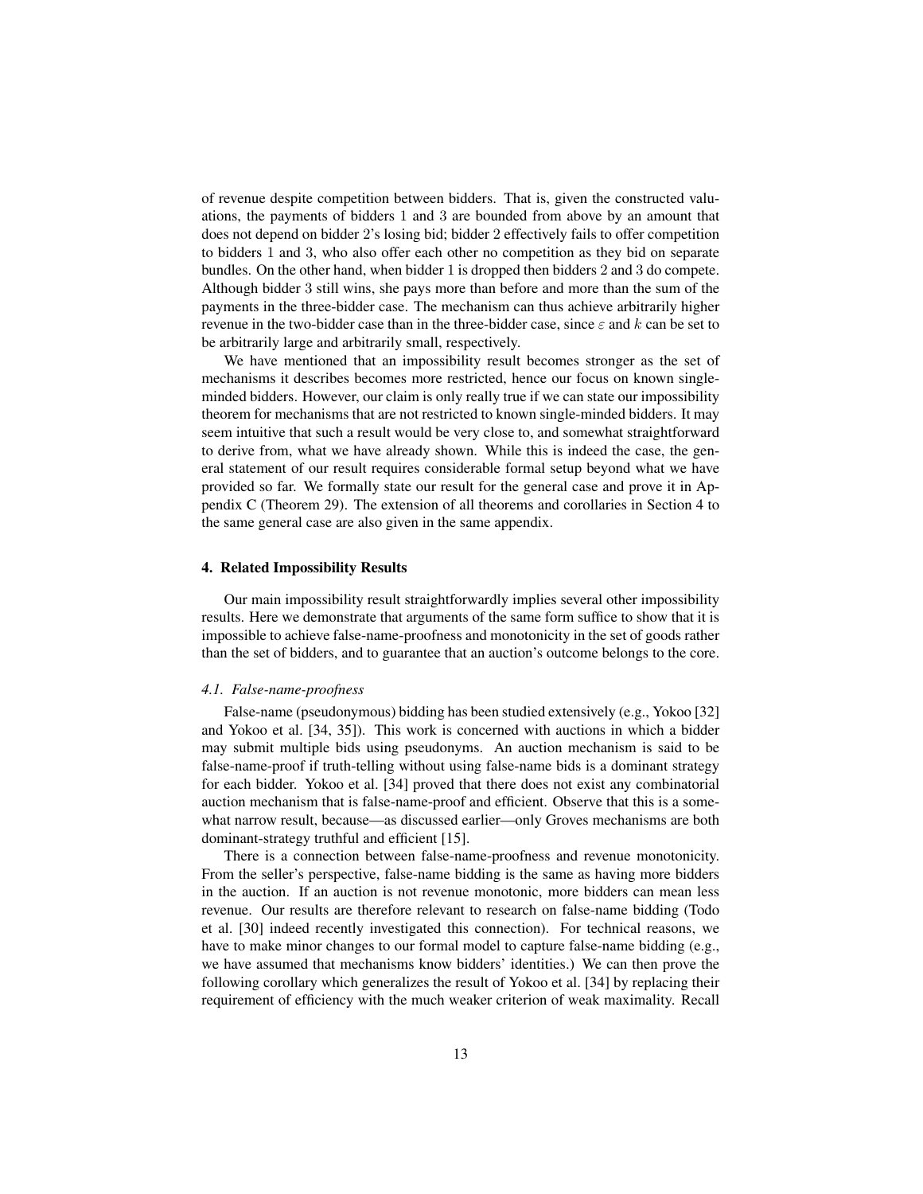of revenue despite competition between bidders. That is, given the constructed valuations, the payments of bidders 1 and 3 are bounded from above by an amount that does not depend on bidder 2's losing bid; bidder 2 effectively fails to offer competition to bidders 1 and 3, who also offer each other no competition as they bid on separate bundles. On the other hand, when bidder 1 is dropped then bidders 2 and 3 do compete. Although bidder 3 still wins, she pays more than before and more than the sum of the payments in the three-bidder case. The mechanism can thus achieve arbitrarily higher revenue in the two-bidder case than in the three-bidder case, since $\varepsilon$ and $k$ can be set to be arbitrarily large and arbitrarily small, respectively.

We have mentioned that an impossibility result becomes stronger as the set of mechanisms it describes becomes more restricted, hence our focus on known single-minded bidders. However, our claim is only really true if we can state our impossibility theorem for mechanisms that are not restricted to known single-minded bidders. It may seem intuitive that such a result would be very close to, and somewhat straightforward to derive from, what we have already shown. While this is indeed the case, the general statement of our result requires considerable formal setup beyond what we have provided so far. We formally state our result for the general case and prove it in Appendix C (Theorem 29). The extension of all theorems and corollaries in Section 4 to the same general case are also given in the same appendix.

## 4. Related Impossibility Results

Our main impossibility result straightforwardly implies several other impossibility results. Here we demonstrate that arguments of the same form suffice to show that it is impossible to achieve false-name-proofness and monotonicity in the set of goods rather than the set of bidders, and to guarantee that an auction's outcome belongs to the core.

### *4.1. False-name-proofness*

False-name (pseudonymous) bidding has been studied extensively (e.g., Yokoo [32] and Yokoo et al. [34, 35]). This work is concerned with auctions in which a bidder may submit multiple bids using pseudonyms. An auction mechanism is said to be false-name-proof if truth-telling without using false-name bids is a dominant strategy for each bidder. Yokoo et al. [34] proved that there does not exist any combinatorial auction mechanism that is false-name-proof and efficient. Observe that this is a somewhat narrow result, because—as discussed earlier—only Groves mechanisms are both dominant-strategy truthful and efficient [15].

There is a connection between false-name-proofness and revenue monotonicity. From the seller's perspective, false-name bidding is the same as having more bidders in the auction. If an auction is not revenue monotonic, more bidders can mean less revenue. Our results are therefore relevant to research on false-name bidding (Todo et al. [30] indeed recently investigated this connection). For technical reasons, we have to make minor changes to our formal model to capture false-name bidding (e.g., we have assumed that mechanisms know bidders' identities.) We can then prove the following corollary which generalizes the result of Yokoo et al. [34] by replacing their requirement of efficiency with the much weaker criterion of weak maximality. Recall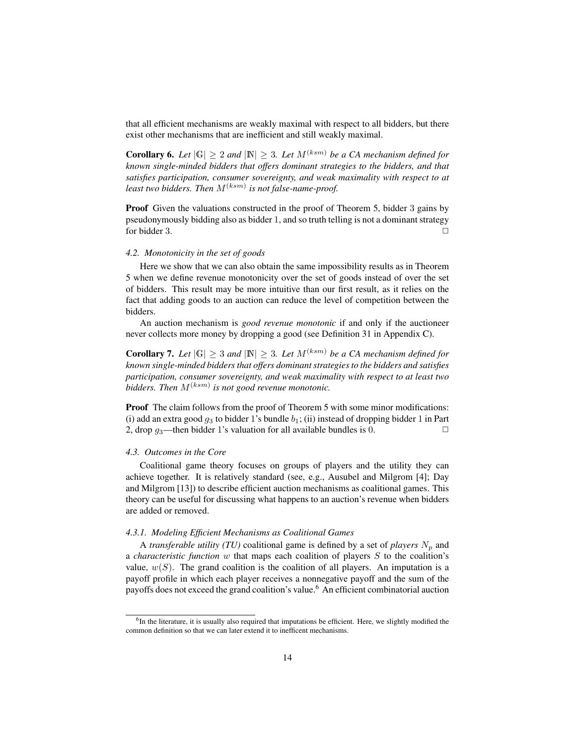that all efficient mechanisms are weakly maximal with respect to all bidders, but there exist other mechanisms that are inefficient and still weakly maximal.

**Corollary 6.** *Let $|\mathbb{G}| \geq 2$ and $|\mathbb{N}| \geq 3$. Let $M^{(ksm)}$ be a CA mechanism defined for known single-minded bidders that offers dominant strategies to the bidders, and that satisfies participation, consumer sovereignty, and weak maximality with respect to at least two bidders. Then $M^{(ksm)}$ is not false-name-proof.*

**Proof** Given the valuations constructed in the proof of Theorem 5, bidder 3 gains by pseudonymously bidding also as bidder 1, and so truth telling is not a dominant strategy for bidder 3. □

#### *4.2. Monotonicity in the set of goods*

Here we show that we can also obtain the same impossibility results as in Theorem 5 when we define revenue monotonicity over the set of goods instead of over the set of bidders. This result may be more intuitive than our first result, as it relies on the fact that adding goods to an auction can reduce the level of competition between the bidders.

An auction mechanism is *good revenue monotonic* if and only if the auctioneer never collects more money by dropping a good (see Definition 31 in Appendix C).

**Corollary 7.** *Let $|\mathbb{G}| \geq 3$ and $|\mathbb{N}| \geq 3$. Let $M^{(ksm)}$ be a CA mechanism defined for known single-minded bidders that offers dominant strategies to the bidders and satisfies participation, consumer sovereignty, and weak maximality with respect to at least two bidders. Then $M^{(ksm)}$ is not good revenue monotonic.*

**Proof** The claim follows from the proof of Theorem 5 with some minor modifications: (i) add an extra good $g_3$ to bidder 1's bundle $b_1$; (ii) instead of dropping bidder 1 in Part 2, drop $g_3$—then bidder 1's valuation for all available bundles is 0. □

#### *4.3. Outcomes in the Core*

Coalitional game theory focuses on groups of players and the utility they can achieve together. It is relatively standard (see, e.g., Ausubel and Milgrom [4]; Day and Milgrom [13]) to describe efficient auction mechanisms as coalitional games. This theory can be useful for discussing what happens to an auction's revenue when bidders are added or removed.

##### *4.3.1. Modeling Efficient Mechanisms as Coalitional Games*

A *transferable utility (TU)* coalitional game is defined by a set of *players* $N_p$ and a *characteristic function* $w$ that maps each coalition of players $S$ to the coalition's value, $w(S)$. The grand coalition is the coalition of all players. An imputation is a payoff profile in which each player receives a nonnegative payoff and the sum of the payoffs does not exceed the grand coalition's value.[6] An efficient combinatorial auction

[6] In the literature, it is usually also required that imputations be efficient. Here, we slightly modified the common definition so that we can later extend it to inefficent mechanisms.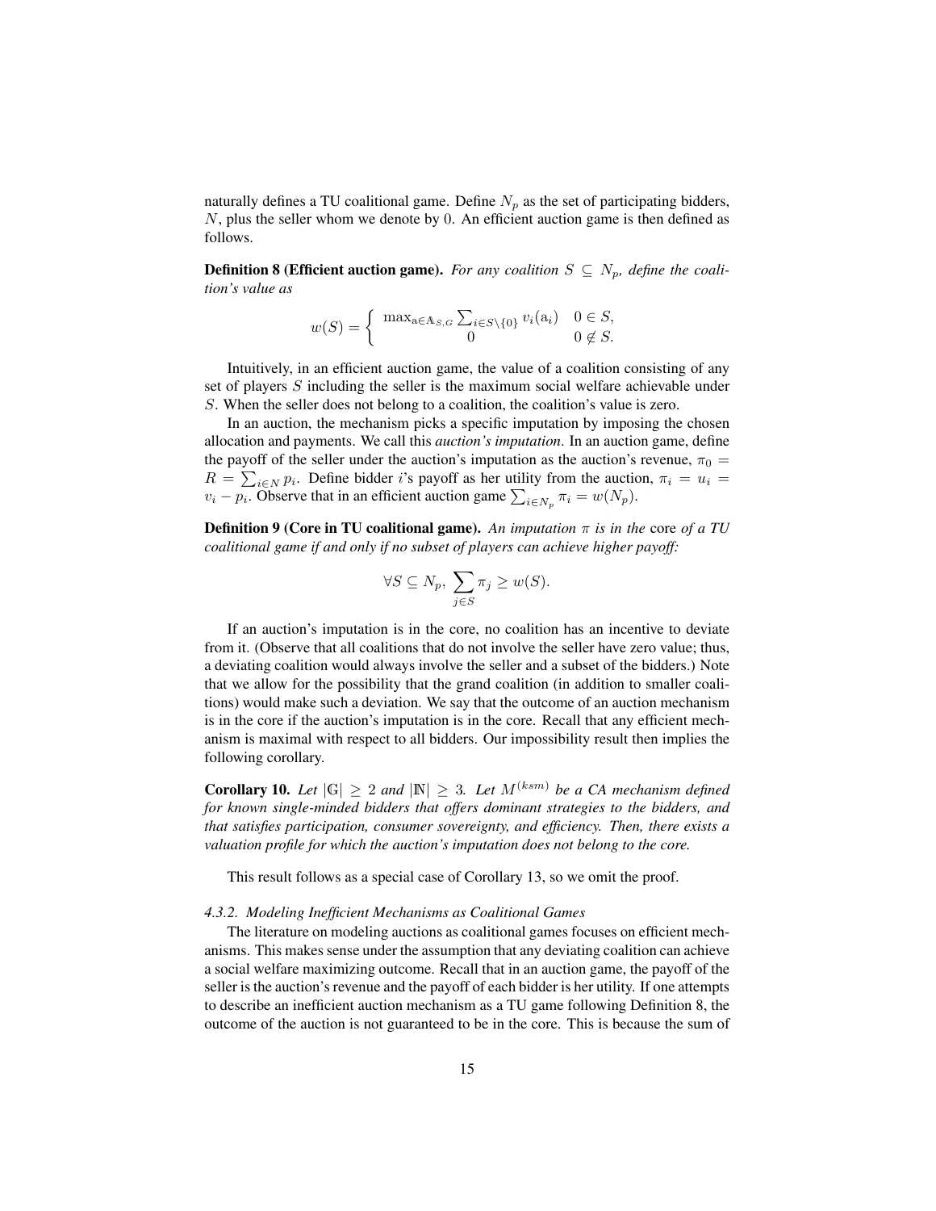naturally defines a TU coalitional game. Define $N_p$ as the set of participating bidders, $N$, plus the seller whom we denote by 0. An efficient auction game is then defined as follows.

**Definition 8 (Efficient auction game).** *For any coalition $S \subseteq N_p$, define the coalition's value as*

$$w(S) = \begin{cases} \max_{\mathrm{a} \in \mathbb{A}_{S,G}} \sum_{i \in S \setminus \{0\}} v_i(\mathrm{a}_i) & 0 \in S, \\ 0 & 0 \notin S. \end{cases}$$

Intuitively, in an efficient auction game, the value of a coalition consisting of any set of players $S$ including the seller is the maximum social welfare achievable under $S$. When the seller does not belong to a coalition, the coalition's value is zero.

In an auction, the mechanism picks a specific imputation by imposing the chosen allocation and payments. We call this *auction's imputation*. In an auction game, define the payoff of the seller under the auction's imputation as the auction's revenue, $\pi_0 = R = \sum_{i \in N} p_i$. Define bidder $i$'s payoff as her utility from the auction, $\pi_i = u_i = v_i - p_i$. Observe that in an efficient auction game $\sum_{i \in N_p} \pi_i = w(N_p)$.

**Definition 9 (Core in TU coalitional game).** *An imputation $\pi$ is in the* core *of a TU coalitional game if and only if no subset of players can achieve higher payoff:*

$$\forall S \subseteq N_p, \sum_{j \in S} \pi_j \geq w(S).$$

If an auction's imputation is in the core, no coalition has an incentive to deviate from it. (Observe that all coalitions that do not involve the seller have zero value; thus, a deviating coalition would always involve the seller and a subset of the bidders.) Note that we allow for the possibility that the grand coalition (in addition to smaller coalitions) would make such a deviation. We say that the outcome of an auction mechanism is in the core if the auction's imputation is in the core. Recall that any efficient mechanism is maximal with respect to all bidders. Our impossibility result then implies the following corollary.

**Corollary 10.** *Let $|\mathbb{G}| \geq 2$ and $|\mathbb{N}| \geq 3$. Let $M^{(ksm)}$ be a CA mechanism defined for known single-minded bidders that offers dominant strategies to the bidders, and that satisfies participation, consumer sovereignty, and efficiency. Then, there exists a valuation profile for which the auction's imputation does not belong to the core.*

This result follows as a special case of Corollary 13, so we omit the proof.

#### *4.3.2. Modeling Inefficient Mechanisms as Coalitional Games*

The literature on modeling auctions as coalitional games focuses on efficient mechanisms. This makes sense under the assumption that any deviating coalition can achieve a social welfare maximizing outcome. Recall that in an auction game, the payoff of the seller is the auction's revenue and the payoff of each bidder is her utility. If one attempts to describe an inefficient auction mechanism as a TU game following Definition 8, the outcome of the auction is not guaranteed to be in the core. This is because the sum of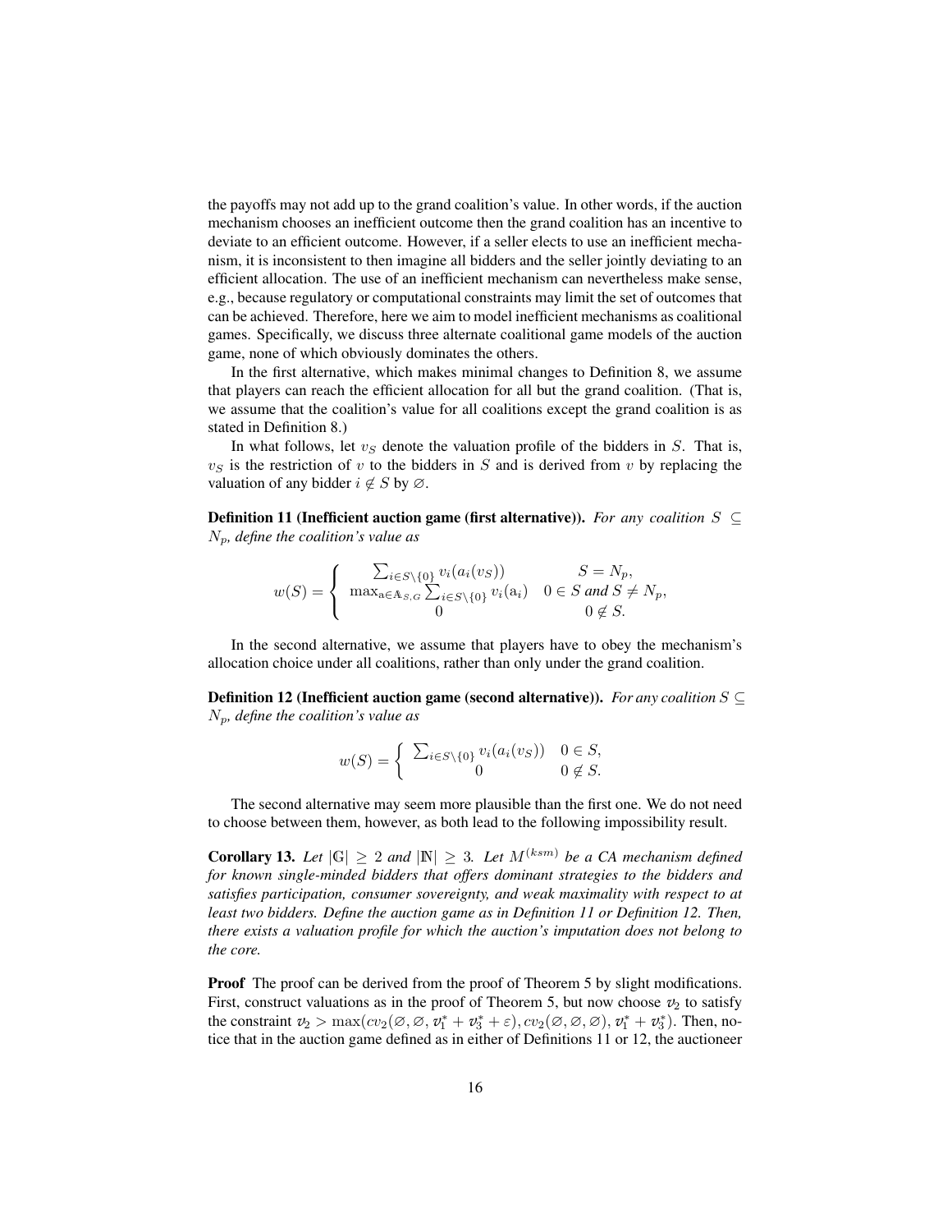the payoffs may not add up to the grand coalition's value. In other words, if the auction mechanism chooses an inefficient outcome then the grand coalition has an incentive to deviate to an efficient outcome. However, if a seller elects to use an inefficient mechanism, it is inconsistent to then imagine all bidders and the seller jointly deviating to an efficient allocation. The use of an inefficient mechanism can nevertheless make sense, e.g., because regulatory or computational constraints may limit the set of outcomes that can be achieved. Therefore, here we aim to model inefficient mechanisms as coalitional games. Specifically, we discuss three alternate coalitional game models of the auction game, none of which obviously dominates the others.

In the first alternative, which makes minimal changes to Definition 8, we assume that players can reach the efficient allocation for all but the grand coalition. (That is, we assume that the coalition's value for all coalitions except the grand coalition is as stated in Definition 8.)

In what follows, let $v_S$ denote the valuation profile of the bidders in $S$. That is, $v_S$ is the restriction of $v$ to the bidders in $S$ and is derived from $v$ by replacing the valuation of any bidder $i \notin S$ by $\varnothing$.

**Definition 11 (Inefficient auction game (first alternative)).** *For any coalition $S \subseteq N_p$, define the coalition's value as*

$$w(S) = \begin{cases} \sum_{i \in S \setminus \{0\}} v_i(a_i(v_S)) & S = N_p, \\ \max_{\mathrm{a} \in \mathbb{A}_{S,G}} \sum_{i \in S \setminus \{0\}} v_i(\mathrm{a}_i) & 0 \in S \text{ and } S \neq N_p, \\ 0 & 0 \notin S. \end{cases}$$

In the second alternative, we assume that players have to obey the mechanism's allocation choice under all coalitions, rather than only under the grand coalition.

**Definition 12 (Inefficient auction game (second alternative)).** *For any coalition $S \subseteq N_p$, define the coalition's value as*

$$w(S) = \begin{cases} \sum_{i \in S \setminus \{0\}} v_i(a_i(v_S)) & 0 \in S, \\ 0 & 0 \notin S. \end{cases}$$

The second alternative may seem more plausible than the first one. We do not need to choose between them, however, as both lead to the following impossibility result.

**Corollary 13.** *Let $|\mathbb{G}| \geq 2$ and $|\mathbb{N}| \geq 3$. Let $M^{(ksm)}$ be a CA mechanism defined for known single-minded bidders that offers dominant strategies to the bidders and satisfies participation, consumer sovereignty, and weak maximality with respect to at least two bidders. Define the auction game as in Definition 11 or Definition 12. Then, there exists a valuation profile for which the auction's imputation does not belong to the core.*

**Proof** The proof can be derived from the proof of Theorem 5 by slight modifications. First, construct valuations as in the proof of Theorem 5, but now choose $v_2$ to satisfy the constraint $v_2 > \max(cv_2(\varnothing, \varnothing, v_1^* + v_3^* + \varepsilon), cv_2(\varnothing, \varnothing, \varnothing), v_1^* + v_3^*)$. Then, notice that in the auction game defined as in either of Definitions 11 or 12, the auctioneer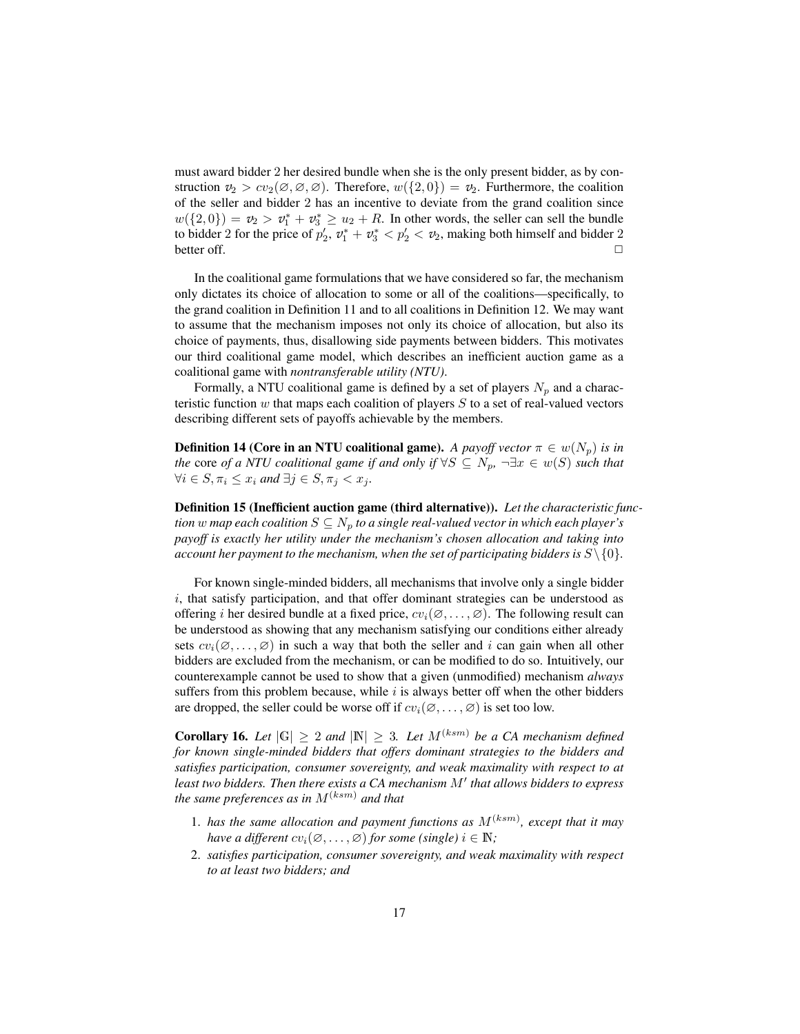must award bidder 2 her desired bundle when she is the only present bidder, as by construction $v_2 > cv_2(\varnothing, \varnothing, \varnothing)$. Therefore, $w(\{2, 0\}) = v_2$. Furthermore, the coalition of the seller and bidder 2 has an incentive to deviate from the grand coalition since $w(\{2, 0\}) = v_2 > v_1^* + v_3^* \geq u_2 + R$. In other words, the seller can sell the bundle to bidder 2 for the price of $p_2'$, $v_1^* + v_3^* < p_2' < v_2$, making both himself and bidder 2 better off. □

In the coalitional game formulations that we have considered so far, the mechanism only dictates its choice of allocation to some or all of the coalitions—specifically, to the grand coalition in Definition 11 and to all coalitions in Definition 12. We may want to assume that the mechanism imposes not only its choice of allocation, but also its choice of payments, thus, disallowing side payments between bidders. This motivates our third coalitional game model, which describes an inefficient auction game as a coalitional game with *nontransferable utility (NTU)*.

Formally, a NTU coalitional game is defined by a set of players $N_p$ and a characteristic function $w$ that maps each coalition of players $S$ to a set of real-valued vectors describing different sets of payoffs achievable by the members.

**Definition 14 (Core in an NTU coalitional game).** *A payoff vector $\pi \in w(N_p)$ is in the* core *of a NTU coalitional game if and only if $\forall S \subseteq N_p$, $\neg\exists x \in w(S)$ such that $\forall i \in S, \pi_i \leq x_i$ and $\exists j \in S, \pi_j < x_j$.*

**Definition 15 (Inefficient auction game (third alternative)).** *Let the characteristic function $w$ map each coalition $S \subseteq N_p$ to a single real-valued vector in which each player's payoff is exactly her utility under the mechanism's chosen allocation and taking into account her payment to the mechanism, when the set of participating bidders is $S \setminus \{0\}$.*

For known single-minded bidders, all mechanisms that involve only a single bidder $i$, that satisfy participation, and that offer dominant strategies can be understood as offering $i$ her desired bundle at a fixed price, $cv_i(\varnothing, \ldots, \varnothing)$. The following result can be understood as showing that any mechanism satisfying our conditions either already sets $cv_i(\varnothing, \ldots, \varnothing)$ in such a way that both the seller and $i$ can gain when all other bidders are excluded from the mechanism, or can be modified to do so. Intuitively, our counterexample cannot be used to show that a given (unmodified) mechanism *always* suffers from this problem because, while $i$ is always better off when the other bidders are dropped, the seller could be worse off if $cv_i(\varnothing, \ldots, \varnothing)$ is set too low.

**Corollary 16.** *Let $|\mathbb{G}| \geq 2$ and $|\mathbb{N}| \geq 3$. Let $M^{(ksm)}$ be a CA mechanism defined for known single-minded bidders that offers dominant strategies to the bidders and satisfies participation, consumer sovereignty, and weak maximality with respect to at least two bidders. Then there exists a CA mechanism $M'$ that allows bidders to express the same preferences as in $M^{(ksm)}$ and that*

1. *has the same allocation and payment functions as $M^{(ksm)}$, except that it may have a different $cv_i(\varnothing, \ldots, \varnothing)$ for some (single) $i \in \mathbb{N}$;*
2. *satisfies participation, consumer sovereignty, and weak maximality with respect to at least two bidders; and*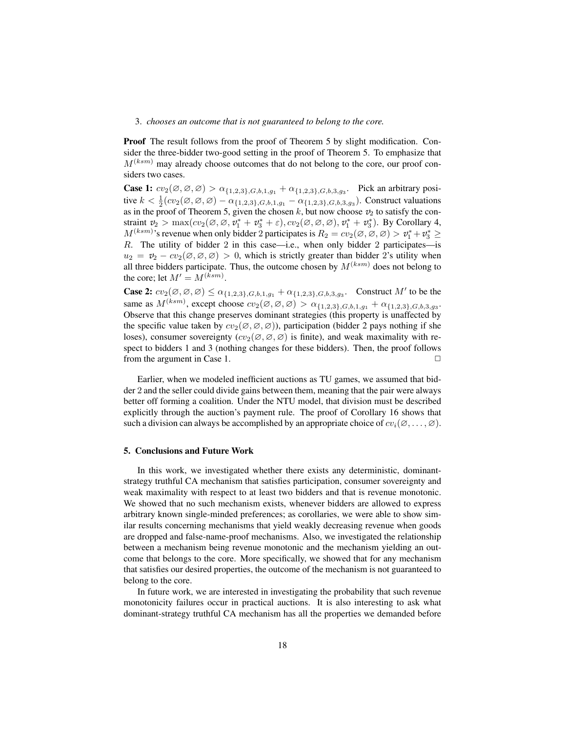3. *chooses an outcome that is not guaranteed to belong to the core.*

**Proof** The result follows from the proof of Theorem 5 by slight modification. Consider the three-bidder two-good setting in the proof of Theorem 5. To emphasize that $M^{(ksm)}$ may already choose outcomes that do not belong to the core, our proof considers two cases.

**Case 1:** $cv_2(\varnothing, \varnothing, \varnothing) > \alpha_{\{1,2,3\},G,b,1,g_1} + \alpha_{\{1,2,3\},G,b,3,g_3}$. Pick an arbitrary positive $k < \frac{1}{2}(cv_2(\varnothing, \varnothing, \varnothing) - \alpha_{\{1,2,3\},G,b,1,g_1} - \alpha_{\{1,2,3\},G,b,3,g_3})$. Construct valuations as in the proof of Theorem 5, given the chosen $k$, but now choose $v_2$ to satisfy the constraint $v_2 > \max(cv_2(\varnothing, \varnothing, v_1^* + v_3^* + \varepsilon), cv_2(\varnothing, \varnothing, \varnothing), v_1^* + v_3^*)$. By Corollary 4, $M^{(ksm)}$'s revenue when only bidder 2 participates is $R_2 = cv_2(\varnothing, \varnothing, \varnothing) > v_1^* + v_3^* \geq R$. The utility of bidder 2 in this case—i.e., when only bidder 2 participates—is $u_2 = v_2 - cv_2(\varnothing, \varnothing, \varnothing) > 0$, which is strictly greater than bidder 2's utility when all three bidders participate. Thus, the outcome chosen by $M^{(ksm)}$ does not belong to the core; let $M' = M^{(ksm)}$.

**Case 2:** $cv_2(\varnothing, \varnothing, \varnothing) \leq \alpha_{\{1,2,3\},G,b,1,g_1} + \alpha_{\{1,2,3\},G,b,3,g_3}$. Construct $M'$ to be the same as $M^{(ksm)}$, except choose $cv_2(\varnothing, \varnothing, \varnothing) > \alpha_{\{1,2,3\},G,b,1,g_1} + \alpha_{\{1,2,3\},G,b,3,g_3}$. Observe that this change preserves dominant strategies (this property is unaffected by the specific value taken by $cv_2(\varnothing, \varnothing, \varnothing)$), participation (bidder 2 pays nothing if she loses), consumer sovereignty ($cv_2(\varnothing, \varnothing, \varnothing)$ is finite), and weak maximality with respect to bidders 1 and 3 (nothing changes for these bidders). Then, the proof follows from the argument in Case 1. □

Earlier, when we modeled inefficient auctions as TU games, we assumed that bidder 2 and the seller could divide gains between them, meaning that the pair were always better off forming a coalition. Under the NTU model, that division must be described explicitly through the auction's payment rule. The proof of Corollary 16 shows that such a division can always be accomplished by an appropriate choice of $cv_i(\varnothing, \ldots, \varnothing)$.

## 5. Conclusions and Future Work

In this work, we investigated whether there exists any deterministic, dominant-strategy truthful CA mechanism that satisfies participation, consumer sovereignty and weak maximality with respect to at least two bidders and that is revenue monotonic. We showed that no such mechanism exists, whenever bidders are allowed to express arbitrary known single-minded preferences; as corollaries, we were able to show similar results concerning mechanisms that yield weakly decreasing revenue when goods are dropped and false-name-proof mechanisms. Also, we investigated the relationship between a mechanism being revenue monotonic and the mechanism yielding an outcome that belongs to the core. More specifically, we showed that for any mechanism that satisfies our desired properties, the outcome of the mechanism is not guaranteed to belong to the core.

In future work, we are interested in investigating the probability that such revenue monotonicity failures occur in practical auctions. It is also interesting to ask what dominant-strategy truthful CA mechanism has all the properties we demanded before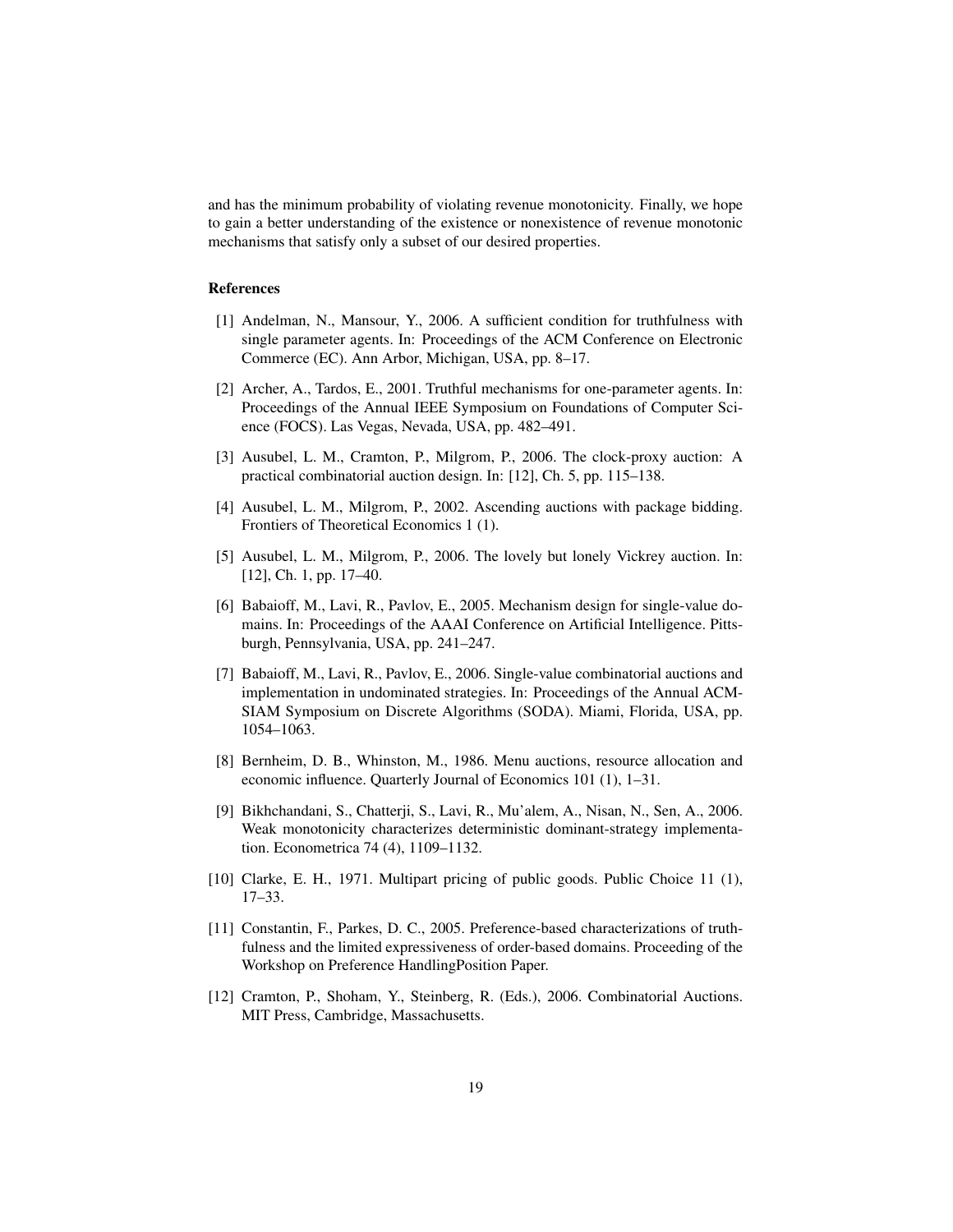and has the minimum probability of violating revenue monotonicity. Finally, we hope to gain a better understanding of the existence or nonexistence of revenue monotonic mechanisms that satisfy only a subset of our desired properties.

## References

[1] Andelman, N., Mansour, Y., 2006. A sufficient condition for truthfulness with single parameter agents. In: Proceedings of the ACM Conference on Electronic Commerce (EC). Ann Arbor, Michigan, USA, pp. 8–17.

[2] Archer, A., Tardos, E., 2001. Truthful mechanisms for one-parameter agents. In: Proceedings of the Annual IEEE Symposium on Foundations of Computer Science (FOCS). Las Vegas, Nevada, USA, pp. 482–491.

[3] Ausubel, L. M., Cramton, P., Milgrom, P., 2006. The clock-proxy auction: A practical combinatorial auction design. In: [12], Ch. 5, pp. 115–138.

[4] Ausubel, L. M., Milgrom, P., 2002. Ascending auctions with package bidding. Frontiers of Theoretical Economics 1 (1).

[5] Ausubel, L. M., Milgrom, P., 2006. The lovely but lonely Vickrey auction. In: [12], Ch. 1, pp. 17–40.

[6] Babaioff, M., Lavi, R., Pavlov, E., 2005. Mechanism design for single-value domains. In: Proceedings of the AAAI Conference on Artificial Intelligence. Pittsburgh, Pennsylvania, USA, pp. 241–247.

[7] Babaioff, M., Lavi, R., Pavlov, E., 2006. Single-value combinatorial auctions and implementation in undominated strategies. In: Proceedings of the Annual ACM-SIAM Symposium on Discrete Algorithms (SODA). Miami, Florida, USA, pp. 1054–1063.

[8] Bernheim, D. B., Whinston, M., 1986. Menu auctions, resource allocation and economic influence. Quarterly Journal of Economics 101 (1), 1–31.

[9] Bikhchandani, S., Chatterji, S., Lavi, R., Mu'alem, A., Nisan, N., Sen, A., 2006. Weak monotonicity characterizes deterministic dominant-strategy implementation. Econometrica 74 (4), 1109–1132.

[10] Clarke, E. H., 1971. Multipart pricing of public goods. Public Choice 11 (1), 17–33.

[11] Constantin, F., Parkes, D. C., 2005. Preference-based characterizations of truthfulness and the limited expressiveness of order-based domains. Proceeding of the Workshop on Preference HandlingPosition Paper.

[12] Cramton, P., Shoham, Y., Steinberg, R. (Eds.), 2006. Combinatorial Auctions. MIT Press, Cambridge, Massachusetts.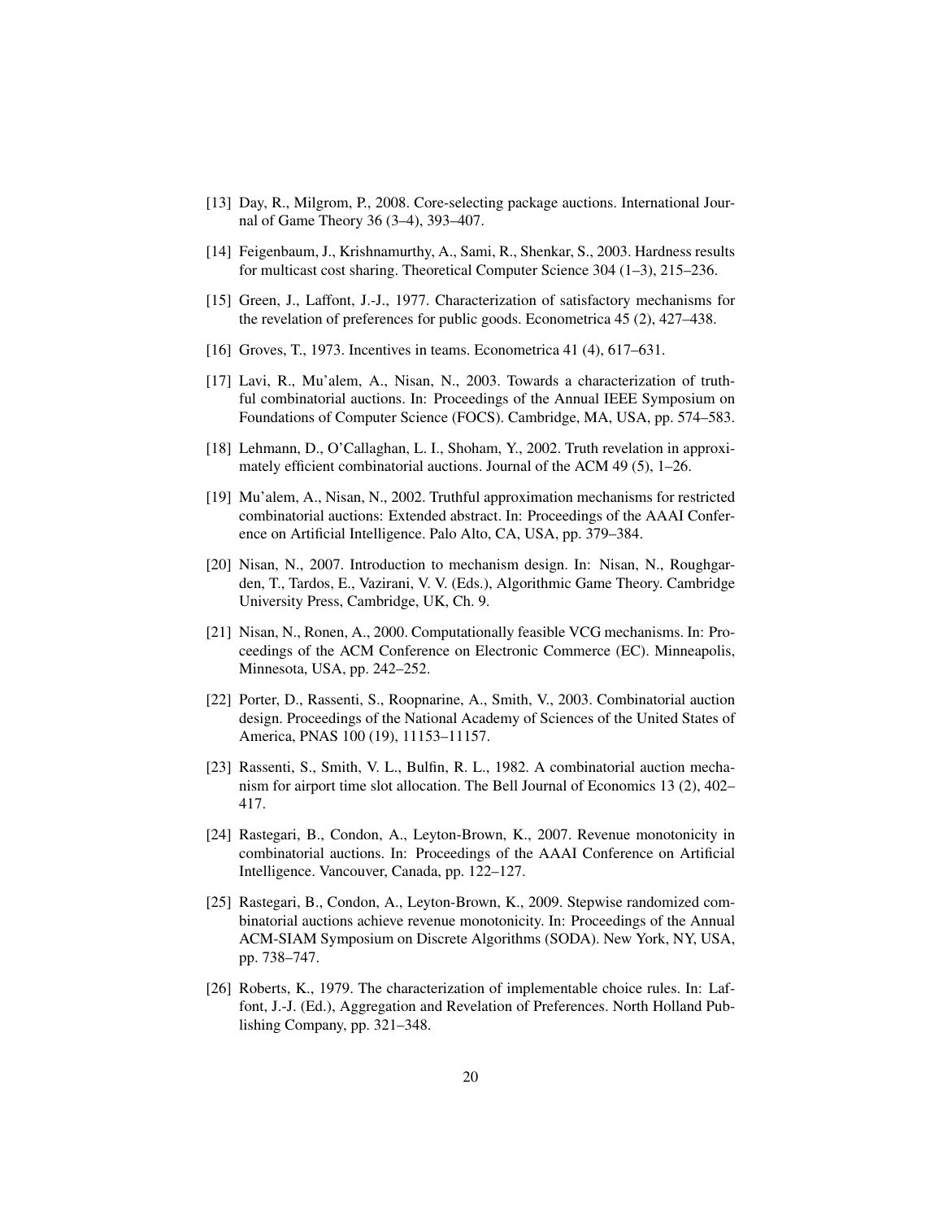[13] Day, R., Milgrom, P., 2008. Core-selecting package auctions. International Journal of Game Theory 36 (3–4), 393–407.

[14] Feigenbaum, J., Krishnamurthy, A., Sami, R., Shenkar, S., 2003. Hardness results for multicast cost sharing. Theoretical Computer Science 304 (1–3), 215–236.

[15] Green, J., Laffont, J.-J., 1977. Characterization of satisfactory mechanisms for the revelation of preferences for public goods. Econometrica 45 (2), 427–438.

[16] Groves, T., 1973. Incentives in teams. Econometrica 41 (4), 617–631.

[17] Lavi, R., Mu'alem, A., Nisan, N., 2003. Towards a characterization of truthful combinatorial auctions. In: Proceedings of the Annual IEEE Symposium on Foundations of Computer Science (FOCS). Cambridge, MA, USA, pp. 574–583.

[18] Lehmann, D., O'Callaghan, L. I., Shoham, Y., 2002. Truth revelation in approximately efficient combinatorial auctions. Journal of the ACM 49 (5), 1–26.

[19] Mu'alem, A., Nisan, N., 2002. Truthful approximation mechanisms for restricted combinatorial auctions: Extended abstract. In: Proceedings of the AAAI Conference on Artificial Intelligence. Palo Alto, CA, USA, pp. 379–384.

[20] Nisan, N., 2007. Introduction to mechanism design. In: Nisan, N., Roughgarden, T., Tardos, E., Vazirani, V. V. (Eds.), Algorithmic Game Theory. Cambridge University Press, Cambridge, UK, Ch. 9.

[21] Nisan, N., Ronen, A., 2000. Computationally feasible VCG mechanisms. In: Proceedings of the ACM Conference on Electronic Commerce (EC). Minneapolis, Minnesota, USA, pp. 242–252.

[22] Porter, D., Rassenti, S., Roopnarine, A., Smith, V., 2003. Combinatorial auction design. Proceedings of the National Academy of Sciences of the United States of America, PNAS 100 (19), 11153–11157.

[23] Rassenti, S., Smith, V. L., Bulfin, R. L., 1982. A combinatorial auction mechanism for airport time slot allocation. The Bell Journal of Economics 13 (2), 402–417.

[24] Rastegari, B., Condon, A., Leyton-Brown, K., 2007. Revenue monotonicity in combinatorial auctions. In: Proceedings of the AAAI Conference on Artificial Intelligence. Vancouver, Canada, pp. 122–127.

[25] Rastegari, B., Condon, A., Leyton-Brown, K., 2009. Stepwise randomized combinatorial auctions achieve revenue monotonicity. In: Proceedings of the Annual ACM-SIAM Symposium on Discrete Algorithms (SODA). New York, NY, USA, pp. 738–747.

[26] Roberts, K., 1979. The characterization of implementable choice rules. In: Laffont, J.-J. (Ed.), Aggregation and Revelation of Preferences. North Holland Publishing Company, pp. 321–348.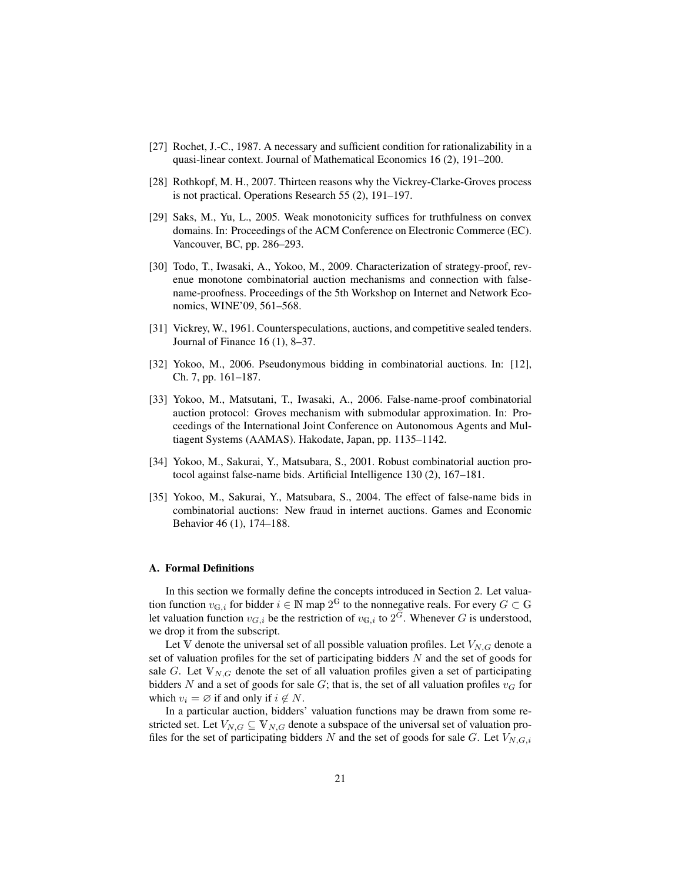[27] Rochet, J.-C., 1987. A necessary and sufficient condition for rationalizability in a quasi-linear context. Journal of Mathematical Economics 16 (2), 191–200.

[28] Rothkopf, M. H., 2007. Thirteen reasons why the Vickrey-Clarke-Groves process is not practical. Operations Research 55 (2), 191–197.

[29] Saks, M., Yu, L., 2005. Weak monotonicity suffices for truthfulness on convex domains. In: Proceedings of the ACM Conference on Electronic Commerce (EC). Vancouver, BC, pp. 286–293.

[30] Todo, T., Iwasaki, A., Yokoo, M., 2009. Characterization of strategy-proof, revenue monotone combinatorial auction mechanisms and connection with false-name-proofness. Proceedings of the 5th Workshop on Internet and Network Economics, WINE'09, 561–568.

[31] Vickrey, W., 1961. Counterspeculations, auctions, and competitive sealed tenders. Journal of Finance 16 (1), 8–37.

[32] Yokoo, M., 2006. Pseudonymous bidding in combinatorial auctions. In: [12], Ch. 7, pp. 161–187.

[33] Yokoo, M., Matsutani, T., Iwasaki, A., 2006. False-name-proof combinatorial auction protocol: Groves mechanism with submodular approximation. In: Proceedings of the International Joint Conference on Autonomous Agents and Multiagent Systems (AAMAS). Hakodate, Japan, pp. 1135–1142.

[34] Yokoo, M., Sakurai, Y., Matsubara, S., 2001. Robust combinatorial auction protocol against false-name bids. Artificial Intelligence 130 (2), 167–181.

[35] Yokoo, M., Sakurai, Y., Matsubara, S., 2004. The effect of false-name bids in combinatorial auctions: New fraud in internet auctions. Games and Economic Behavior 46 (1), 174–188.

### A. Formal Definitions

In this section we formally define the concepts introduced in Section 2. Let valuation function $v_{\mathbb{G},i}$ for bidder $i \in \mathbb{N}$ map $2^{\mathbb{G}}$ to the nonnegative reals. For every $G \subset \mathbb{G}$ let valuation function $v_{G,i}$ be the restriction of $v_{\mathbb{G},i}$ to $2^{G}$. Whenever $G$ is understood, we drop it from the subscript.

Let $\mathbb{V}$ denote the universal set of all possible valuation profiles. Let $V_{N,G}$ denote a set of valuation profiles for the set of participating bidders $N$ and the set of goods for sale $G$. Let $\mathbb{V}_{N,G}$ denote the set of all valuation profiles given a set of participating bidders $N$ and a set of goods for sale $G$; that is, the set of all valuation profiles $v_G$ for which $v_i = \varnothing$ if and only if $i \notin N$.

In a particular auction, bidders' valuation functions may be drawn from some restricted set. Let $V_{N,G} \subseteq \mathbb{V}_{N,G}$ denote a subspace of the universal set of valuation profiles for the set of participating bidders $N$ and the set of goods for sale $G$. Let $V_{N,G,i}$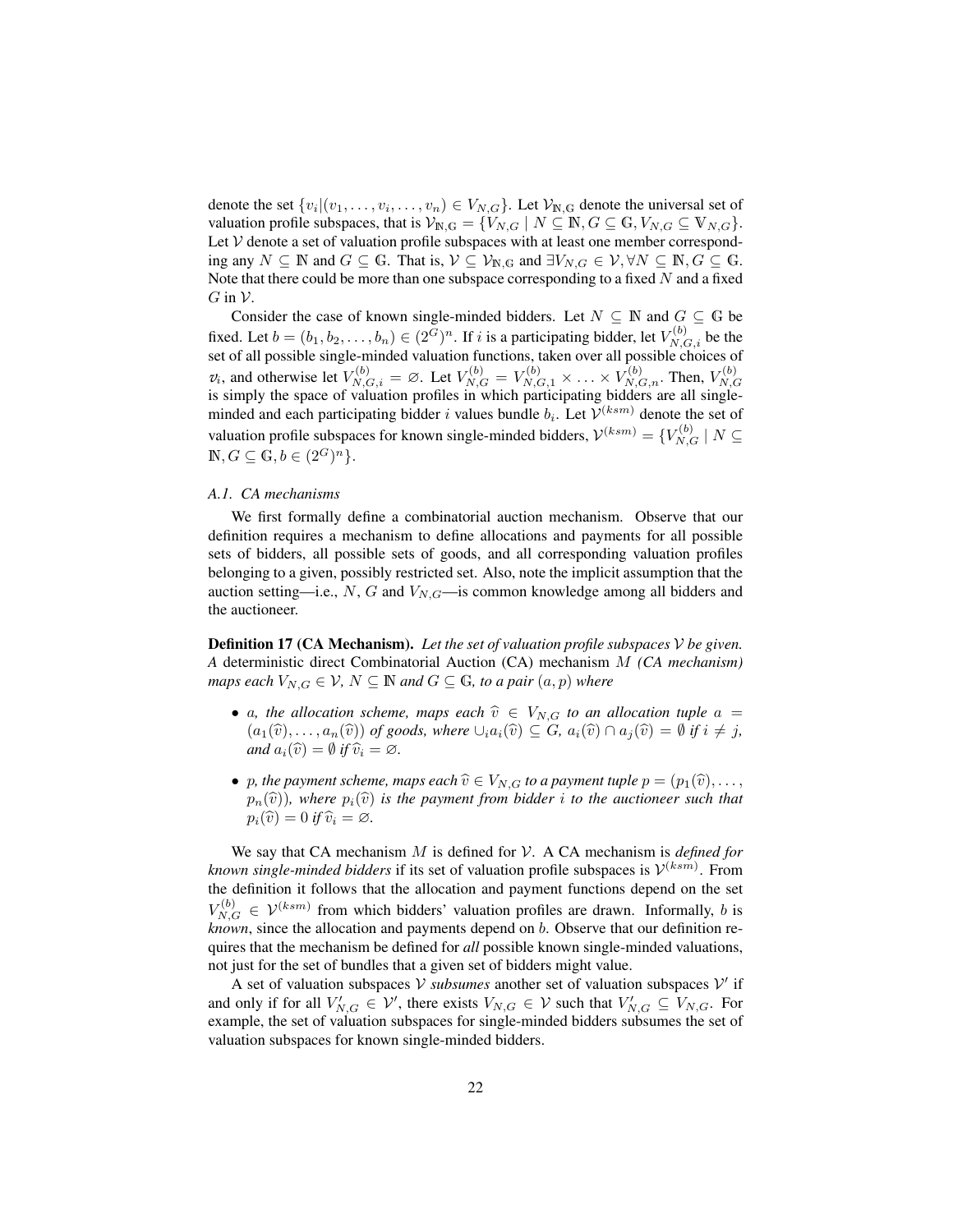denote the set $\{v_i | (v_1, \ldots, v_i, \ldots, v_n) \in V_{N,G}\}$. Let $\mathcal{V}_{\mathbb{N},\mathbb{G}}$ denote the universal set of valuation profile subspaces, that is $\mathcal{V}_{\mathbb{N},\mathbb{G}} = \{V_{N,G} \mid N \subseteq \mathbb{N}, G \subseteq \mathbb{G}, V_{N,G} \subseteq \mathbb{V}_{N,G}\}$. Let $\mathcal{V}$ denote a set of valuation profile subspaces with at least one member corresponding any $N \subseteq \mathbb{N}$ and $G \subseteq \mathbb{G}$. That is, $\mathcal{V} \subseteq \mathcal{V}_{\mathbb{N},\mathbb{G}}$ and $\exists V_{N,G} \in \mathcal{V}, \forall N \subseteq \mathbb{N}, G \subseteq \mathbb{G}$. Note that there could be more than one subspace corresponding to a fixed $N$ and a fixed $G$ in $\mathcal{V}$.

Consider the case of known single-minded bidders. Let $N \subseteq \mathbb{N}$ and $G \subseteq \mathbb{G}$ be fixed. Let $b = (b_1, b_2, \ldots, b_n) \in (2^G)^n$. If $i$ is a participating bidder, let $V^{(b)}_{N,G,i}$ be the set of all possible single-minded valuation functions, taken over all possible choices of $v_i$, and otherwise let $V^{(b)}_{N,G,i} = \varnothing$. Let $V^{(b)}_{N,G} = V^{(b)}_{N,G,1} \times \ldots \times V^{(b)}_{N,G,n}$. Then, $V^{(b)}_{N,G}$ is simply the space of valuation profiles in which participating bidders are all single-minded and each participating bidder $i$ values bundle $b_i$. Let $\mathcal{V}^{(ksm)}$ denote the set of valuation profile subspaces for known single-minded bidders, $\mathcal{V}^{(ksm)} = \{V^{(b)}_{N,G} \mid N \subseteq \mathbb{N}, G \subseteq \mathbb{G}, b \in (2^G)^n\}$.

### *A.1. CA mechanisms*

We first formally define a combinatorial auction mechanism. Observe that our definition requires a mechanism to define allocations and payments for all possible sets of bidders, all possible sets of goods, and all corresponding valuation profiles belonging to a given, possibly restricted set. Also, note the implicit assumption that the auction setting—i.e., $N$, $G$ and $V_{N,G}$—is common knowledge among all bidders and the auctioneer.

**Definition 17 (CA Mechanism).** *Let the set of valuation profile subspaces $\mathcal{V}$ be given. A* deterministic direct Combinatorial Auction (CA) mechanism *$M$ (CA mechanism) maps each $V_{N,G} \in \mathcal{V}$, $N \subseteq \mathbb{N}$ and $G \subseteq \mathbb{G}$, to a pair $(a, p)$ where*

- *$a$, the allocation scheme, maps each $\widehat{v} \in V_{N,G}$ to an allocation tuple $a = (a_1(\widehat{v}), \ldots, a_n(\widehat{v}))$ of goods, where $\cup_i a_i(\widehat{v}) \subseteq G$, $a_i(\widehat{v}) \cap a_j(\widehat{v}) = \emptyset$ if $i \neq j$, and $a_i(\widehat{v}) = \emptyset$ if $\widehat{v}_i = \varnothing$.*
- *$p$, the payment scheme, maps each $\widehat{v} \in V_{N,G}$ to a payment tuple $p = (p_1(\widehat{v}), \ldots, p_n(\widehat{v}))$, where $p_i(\widehat{v})$ is the payment from bidder $i$ to the auctioneer such that $p_i(\widehat{v}) = 0$ if $\widehat{v}_i = \varnothing$.*

We say that CA mechanism $M$ is defined for $\mathcal{V}$. A CA mechanism is *defined for known single-minded bidders* if its set of valuation profile subspaces is $\mathcal{V}^{(ksm)}$. From the definition it follows that the allocation and payment functions depend on the set $V^{(b)}_{N,G} \in \mathcal{V}^{(ksm)}$ from which bidders' valuation profiles are drawn. Informally, $b$ is *known*, since the allocation and payments depend on $b$. Observe that our definition requires that the mechanism be defined for *all* possible known single-minded valuations, not just for the set of bundles that a given set of bidders might value.

A set of valuation subspaces $\mathcal{V}$ *subsumes* another set of valuation subspaces $\mathcal{V}'$ if and only if for all $V'_{N,G} \in \mathcal{V}'$, there exists $V_{N,G} \in \mathcal{V}$ such that $V'_{N,G} \subseteq V_{N,G}$. For example, the set of valuation subspaces for single-minded bidders subsumes the set of valuation subspaces for known single-minded bidders.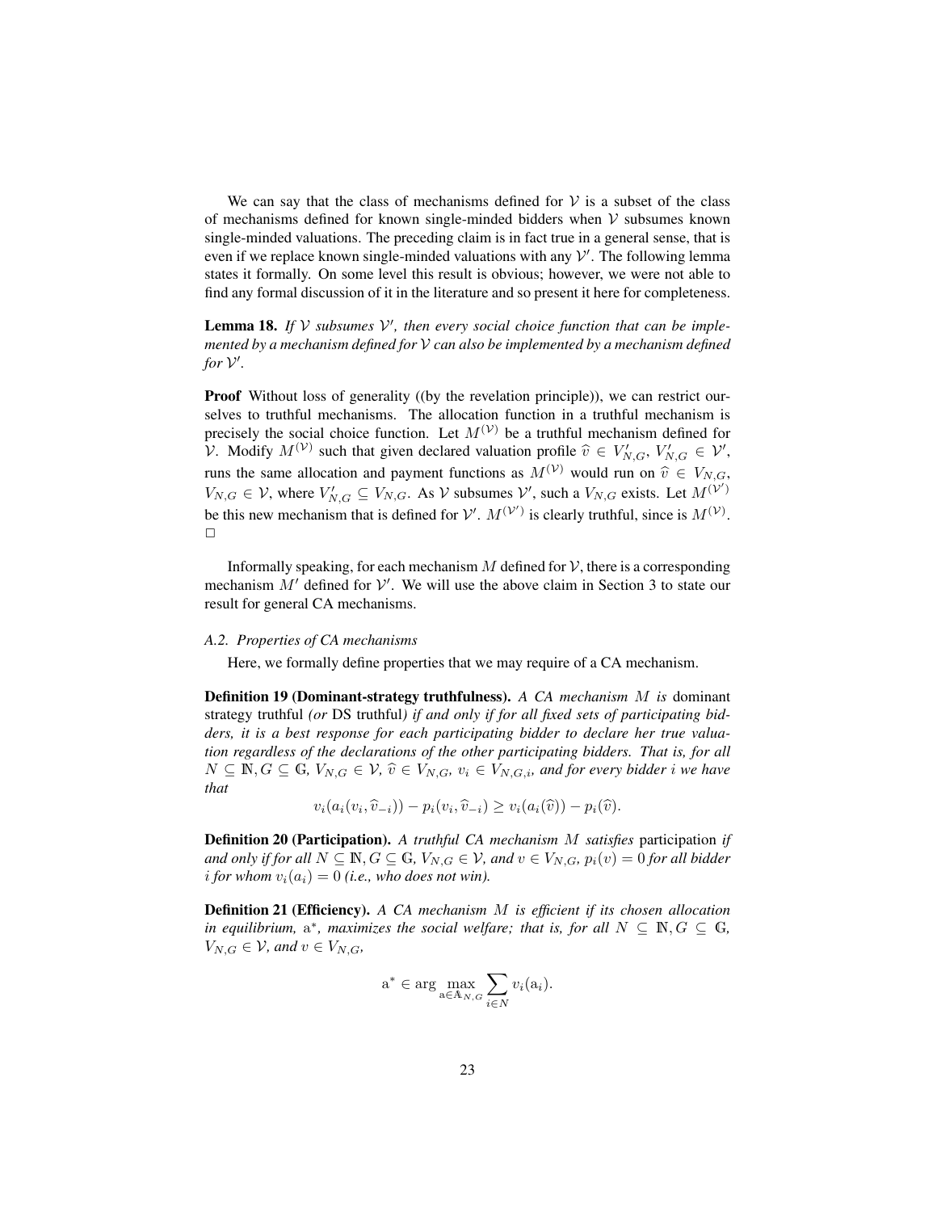We can say that the class of mechanisms defined for $\mathcal{V}$ is a subset of the class of mechanisms defined for known single-minded bidders when $\mathcal{V}$ subsumes known single-minded valuations. The preceding claim is in fact true in a general sense, that is even if we replace known single-minded valuations with any $\mathcal{V}'$. The following lemma states it formally. On some level this result is obvious; however, we were not able to find any formal discussion of it in the literature and so present it here for completeness.

**Lemma 18.** *If $\mathcal{V}$ subsumes $\mathcal{V}'$, then every social choice function that can be implemented by a mechanism defined for $\mathcal{V}$ can also be implemented by a mechanism defined for $\mathcal{V}'$.*

**Proof** Without loss of generality ((by the revelation principle)), we can restrict ourselves to truthful mechanisms. The allocation function in a truthful mechanism is precisely the social choice function. Let $M^{(\mathcal{V})}$ be a truthful mechanism defined for $\mathcal{V}$. Modify $M^{(\mathcal{V})}$ such that given declared valuation profile $\widehat{v} \in V'_{N,G}$, $V'_{N,G} \in \mathcal{V}'$, runs the same allocation and payment functions as $M^{(\mathcal{V})}$ would run on $\widehat{v} \in V_{N,G}$, $V_{N,G} \in \mathcal{V}$, where $V'_{N,G} \subseteq V_{N,G}$. As $\mathcal{V}$ subsumes $\mathcal{V}'$, such a $V_{N,G}$ exists. Let $M^{(\mathcal{V}')}$ be this new mechanism that is defined for $\mathcal{V}'$. $M^{(\mathcal{V}')}$ is clearly truthful, since is $M^{(\mathcal{V})}$.
□

Informally speaking, for each mechanism $M$ defined for $\mathcal{V}$, there is a corresponding mechanism $M'$ defined for $\mathcal{V}'$. We will use the above claim in Section 3 to state our result for general CA mechanisms.

### *A.2. Properties of CA mechanisms*

Here, we formally define properties that we may require of a CA mechanism.

**Definition 19 (Dominant-strategy truthfulness).** *A CA mechanism $M$ is* dominant strategy truthful *(or* DS truthful*) if and only if for all fixed sets of participating bidders, it is a best response for each participating bidder to declare her true valuation regardless of the declarations of the other participating bidders. That is, for all $N \subseteq \mathbb{N}, G \subseteq \mathbb{G}$, $V_{N,G} \in \mathcal{V}$, $\widehat{v} \in V_{N,G}$, $v_i \in V_{N,G,i}$, and for every bidder $i$ we have that*

$$v_i(a_i(v_i, \widehat{v}_{-i})) - p_i(v_i, \widehat{v}_{-i}) \geq v_i(a_i(\widehat{v})) - p_i(\widehat{v}).$$

**Definition 20 (Participation).** *A truthful CA mechanism $M$ satisfies* participation *if and only if for all $N \subseteq \mathbb{N}, G \subseteq \mathbb{G}$, $V_{N,G} \in \mathcal{V}$, and $v \in V_{N,G}$, $p_i(v) = 0$ for all bidder $i$ for whom $v_i(a_i) = 0$ (i.e., who does not win).*

**Definition 21 (Efficiency).** *A CA mechanism $M$ is efficient if its chosen allocation in equilibrium, $\mathrm{a}^*$, maximizes the social welfare; that is, for all $N \subseteq \mathbb{N}, G \subseteq \mathbb{G}$, $V_{N,G} \in \mathcal{V}$, and $v \in V_{N,G}$,*

$$\mathrm{a}^* \in \arg\max_{\mathrm{a} \in \mathbb{A}_{N,G}} \sum_{i \in N} v_i(\mathrm{a}_i).$$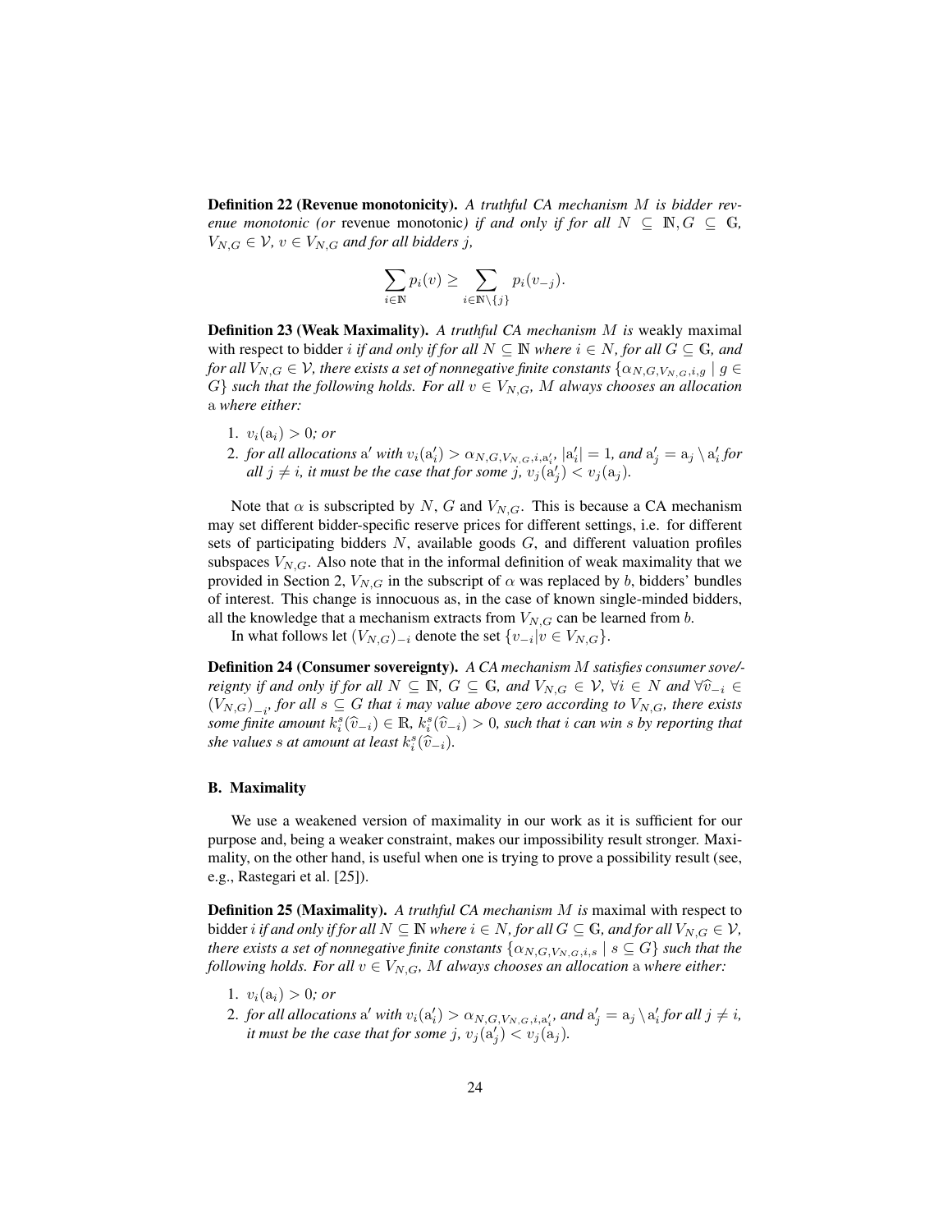**Definition 22 (Revenue monotonicity).** *A truthful CA mechanism $M$ is bidder revenue monotonic (or* revenue monotonic*) if and only if for all $N \subseteq \mathbb{N}, G \subseteq \mathbb{G}$, $V_{N,G} \in \mathcal{V}$, $v \in V_{N,G}$ and for all bidders $j$,*

$$\sum_{i \in \mathbb{N}} p_i(v) \geq \sum_{i \in \mathbb{N} \setminus \{j\}} p_i(v_{-j}).$$

**Definition 23 (Weak Maximality).** *A truthful CA mechanism $M$ is* weakly maximal with respect to bidder $i$ *if and only if for all $N \subseteq \mathbb{N}$ where $i \in N$, for all $G \subseteq \mathbb{G}$, and for all $V_{N,G} \in \mathcal{V}$, there exists a set of nonnegative finite constants $\{\alpha_{N,G,V_{N,G},i,g} \mid g \in G\}$ such that the following holds. For all $v \in V_{N,G}$, $M$ always chooses an allocation* $\mathrm{a}$ *where either:*

1. $v_i(\mathrm{a}_i) > 0$*; or*
2. *for all allocations* $\mathrm{a}'$ *with $v_i(\mathrm{a}'_i) > \alpha_{N,G,V_{N,G},i,\mathrm{a}'_i}$, $|\mathrm{a}'_i| = 1$, and $\mathrm{a}'_j = \mathrm{a}_j \setminus \mathrm{a}'_i$ for all $j \neq i$, it must be the case that for some $j$, $v_j(\mathrm{a}'_j) < v_j(\mathrm{a}_j)$.*

Note that $\alpha$ is subscripted by $N$, $G$ and $V_{N,G}$. This is because a CA mechanism may set different bidder-specific reserve prices for different settings, i.e. for different sets of participating bidders $N$, available goods $G$, and different valuation profiles subspaces $V_{N,G}$. Also note that in the informal definition of weak maximality that we provided in Section 2, $V_{N,G}$ in the subscript of $\alpha$ was replaced by $b$, bidders' bundles of interest. This change is innocuous as, in the case of known single-minded bidders, all the knowledge that a mechanism extracts from $V_{N,G}$ can be learned from $b$.

In what follows let $(V_{N,G})_{-i}$ denote the set $\{v_{-i} | v \in V_{N,G}\}$.

**Definition 24 (Consumer sovereignty).** *A CA mechanism $M$ satisfies consumer sove/-reignty if and only if for all $N \subseteq \mathbb{N}$, $G \subseteq \mathbb{G}$, and $V_{N,G} \in \mathcal{V}$, $\forall i \in N$ and $\forall \widehat{v}_{-i} \in (V_{N,G})_{-i}$, for all $s \subseteq G$ that $i$ may value above zero according to $V_{N,G}$, there exists some finite amount $k_i^s(\widehat{v}_{-i}) \in \mathbb{R}$, $k_i^s(\widehat{v}_{-i}) > 0$, such that $i$ can win $s$ by reporting that she values $s$ at amount at least $k_i^s(\widehat{v}_{-i})$.*

### B. Maximality

We use a weakened version of maximality in our work as it is sufficient for our purpose and, being a weaker constraint, makes our impossibility result stronger. Maximality, on the other hand, is useful when one is trying to prove a possibility result (see, e.g., Rastegari et al. [25]).

**Definition 25 (Maximality).** *A truthful CA mechanism $M$ is* maximal with respect to bidder $i$ *if and only if for all $N \subseteq \mathbb{N}$ where $i \in N$, for all $G \subseteq \mathbb{G}$, and for all $V_{N,G} \in \mathcal{V}$, there exists a set of nonnegative finite constants $\{\alpha_{N,G,V_{N,G},i,s} \mid s \subseteq G\}$ such that the following holds. For all $v \in V_{N,G}$, $M$ always chooses an allocation* $\mathrm{a}$ *where either:*

1. $v_i(\mathrm{a}_i) > 0$*; or*
2. *for all allocations* $\mathrm{a}'$ *with $v_i(\mathrm{a}'_i) > \alpha_{N,G,V_{N,G},i,\mathrm{a}'_i}$, and $\mathrm{a}'_j = \mathrm{a}_j \setminus \mathrm{a}'_i$ for all $j \neq i$, it must be the case that for some $j$, $v_j(\mathrm{a}'_j) < v_j(\mathrm{a}_j)$.*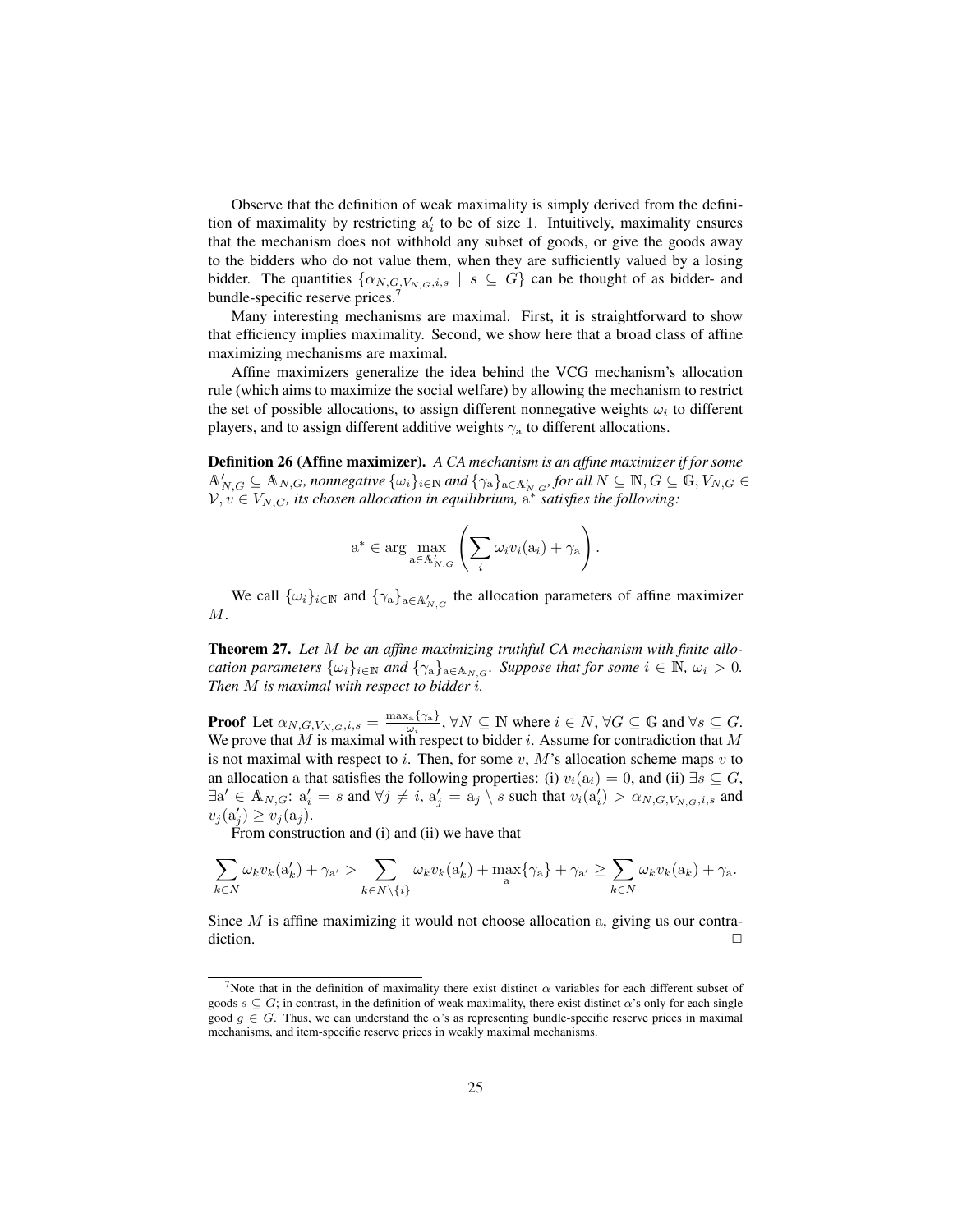Observe that the definition of weak maximality is simply derived from the definition of maximality by restricting $\mathrm{a}'_i$ to be of size 1. Intuitively, maximality ensures that the mechanism does not withhold any subset of goods, or give the goods away to the bidders who do not value them, when they are sufficiently valued by a losing bidder. The quantities $\{\alpha_{N,G,V_{N,G},i,s} \mid s \subseteq G\}$ can be thought of as bidder- and bundle-specific reserve prices.[7]

Many interesting mechanisms are maximal. First, it is straightforward to show that efficiency implies maximality. Second, we show here that a broad class of affine maximizing mechanisms are maximal.

Affine maximizers generalize the idea behind the VCG mechanism's allocation rule (which aims to maximize the social welfare) by allowing the mechanism to restrict the set of possible allocations, to assign different nonnegative weights $\omega_i$ to different players, and to assign different additive weights $\gamma_{\mathrm{a}}$ to different allocations.

**Definition 26 (Affine maximizer).** *A CA mechanism is an affine maximizer if for some $\mathbb{A}'_{N,G} \subseteq \mathbb{A}_{N,G}$, nonnegative $\{\omega_i\}_{i\in\mathbb{N}}$ and $\{\gamma_{\mathrm{a}}\}_{\mathrm{a}\in\mathbb{A}'_{N,G}}$, for all $N \subseteq \mathbb{N}, G \subseteq \mathbb{G}, V_{N,G} \in \mathcal{V}, v \in V_{N,G}$, its chosen allocation in equilibrium, $\mathrm{a}^*$ satisfies the following:*

$$\mathrm{a}^* \in \arg\max_{\mathrm{a}\in\mathbb{A}'_{N,G}} \left( \sum_i \omega_i v_i(\mathrm{a}_i) + \gamma_{\mathrm{a}} \right).$$

We call $\{\omega_i\}_{i\in\mathbb{N}}$ and $\{\gamma_{\mathrm{a}}\}_{\mathrm{a}\in\mathbb{A}'_{N,G}}$ the allocation parameters of affine maximizer $M$.

**Theorem 27.** *Let $M$ be an affine maximizing truthful CA mechanism with finite allocation parameters $\{\omega_i\}_{i\in\mathbb{N}}$ and $\{\gamma_{\mathrm{a}}\}_{\mathrm{a}\in\mathbb{A}_{N,G}}$. Suppose that for some $i \in \mathbb{N}$, $\omega_i > 0$. Then $M$ is maximal with respect to bidder $i$.*

**Proof** Let $\alpha_{N,G,V_{N,G},i,s} = \frac{\max_{\mathrm{a}}\{\gamma_{\mathrm{a}}\}}{\omega_i}$, $\forall N \subseteq \mathbb{N}$ where $i \in N$, $\forall G \subseteq \mathbb{G}$ and $\forall s \subseteq G$. We prove that $M$ is maximal with respect to bidder $i$. Assume for contradiction that $M$ is not maximal with respect to $i$. Then, for some $v$, $M$'s allocation scheme maps $v$ to an allocation $\mathrm{a}$ that satisfies the following properties: (i) $v_i(\mathrm{a}_i) = 0$, and (ii) $\exists s \subseteq G$, $\exists \mathrm{a}' \in \mathbb{A}_{N,G}$: $\mathrm{a}'_i = s$ and $\forall j \neq i$, $\mathrm{a}'_j = \mathrm{a}_j \setminus s$ such that $v_i(\mathrm{a}'_i) > \alpha_{N,G,V_{N,G},i,s}$ and $v_j(\mathrm{a}'_j) \geq v_j(\mathrm{a}_j)$.

From construction and (i) and (ii) we have that

$$\sum_{k\in N} \omega_k v_k(\mathrm{a}'_k) + \gamma_{\mathrm{a}'} > \sum_{k\in N\setminus\{i\}} \omega_k v_k(\mathrm{a}'_k) + \max_{\mathrm{a}}\{\gamma_{\mathrm{a}}\} + \gamma_{\mathrm{a}'} \geq \sum_{k\in N} \omega_k v_k(\mathrm{a}_k) + \gamma_{\mathrm{a}}.$$

Since $M$ is affine maximizing it would not choose allocation $\mathrm{a}$, giving us our contradiction. □

[7] Note that in the definition of maximality there exist distinct $\alpha$ variables for each different subset of goods $s \subseteq G$; in contrast, in the definition of weak maximality, there exist distinct $\alpha$'s only for each single good $g \in G$. Thus, we can understand the $\alpha$'s as representing bundle-specific reserve prices in maximal mechanisms, and item-specific reserve prices in weakly maximal mechanisms.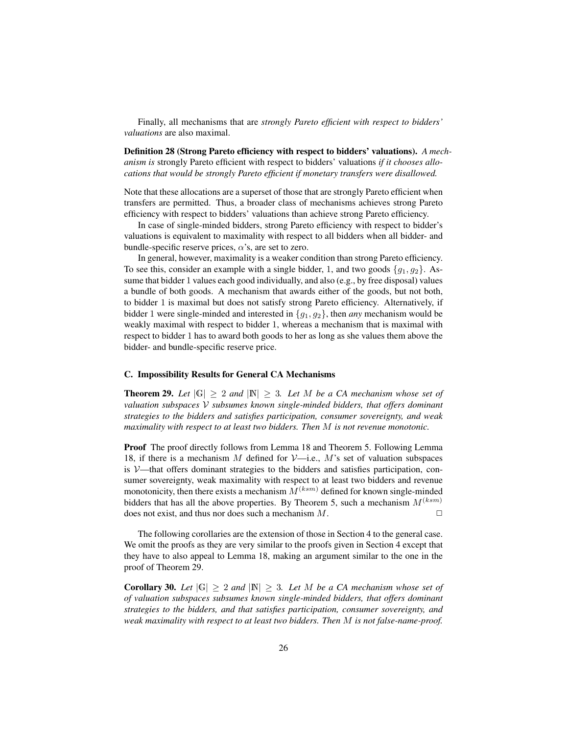Finally, all mechanisms that are *strongly Pareto efficient with respect to bidders' valuations* are also maximal.

**Definition 28 (Strong Pareto efficiency with respect to bidders' valuations).** *A mechanism is* strongly Pareto efficient with respect to bidders' valuations *if it chooses allocations that would be strongly Pareto efficient if monetary transfers were disallowed.*

Note that these allocations are a superset of those that are strongly Pareto efficient when transfers are permitted. Thus, a broader class of mechanisms achieves strong Pareto efficiency with respect to bidders' valuations than achieve strong Pareto efficiency.

In case of single-minded bidders, strong Pareto efficiency with respect to bidder's valuations is equivalent to maximality with respect to all bidders when all bidder- and bundle-specific reserve prices, $\alpha$'s, are set to zero.

In general, however, maximality is a weaker condition than strong Pareto efficiency. To see this, consider an example with a single bidder, 1, and two goods $\{g_1, g_2\}$. Assume that bidder 1 values each good individually, and also (e.g., by free disposal) values a bundle of both goods. A mechanism that awards either of the goods, but not both, to bidder 1 is maximal but does not satisfy strong Pareto efficiency. Alternatively, if bidder 1 were single-minded and interested in $\{g_1, g_2\}$, then *any* mechanism would be weakly maximal with respect to bidder 1, whereas a mechanism that is maximal with respect to bidder 1 has to award both goods to her as long as she values them above the bidder- and bundle-specific reserve price.

### C. Impossibility Results for General CA Mechanisms

**Theorem 29.** *Let $|\mathbb{G}| \geq 2$ and $|\mathbb{N}| \geq 3$. Let $M$ be a CA mechanism whose set of valuation subspaces $\mathcal{V}$ subsumes known single-minded bidders, that offers dominant strategies to the bidders and satisfies participation, consumer sovereignty, and weak maximality with respect to at least two bidders. Then $M$ is not revenue monotonic.*

**Proof** The proof directly follows from Lemma 18 and Theorem 5. Following Lemma 18, if there is a mechanism $M$ defined for $\mathcal{V}$—i.e., $M$'s set of valuation subspaces is $\mathcal{V}$—that offers dominant strategies to the bidders and satisfies participation, consumer sovereignty, weak maximality with respect to at least two bidders and revenue monotonicity, then there exists a mechanism $M^{(ksm)}$ defined for known single-minded bidders that has all the above properties. By Theorem 5, such a mechanism $M^{(ksm)}$ does not exist, and thus nor does such a mechanism $M$. $\Box$

The following corollaries are the extension of those in Section 4 to the general case. We omit the proofs as they are very similar to the proofs given in Section 4 except that they have to also appeal to Lemma 18, making an argument similar to the one in the proof of Theorem 29.

**Corollary 30.** *Let $|\mathbb{G}| \geq 2$ and $|\mathbb{N}| \geq 3$. Let $M$ be a CA mechanism whose set of of valuation subspaces subsumes known single-minded bidders, that offers dominant strategies to the bidders, and that satisfies participation, consumer sovereignty, and weak maximality with respect to at least two bidders. Then $M$ is not false-name-proof.*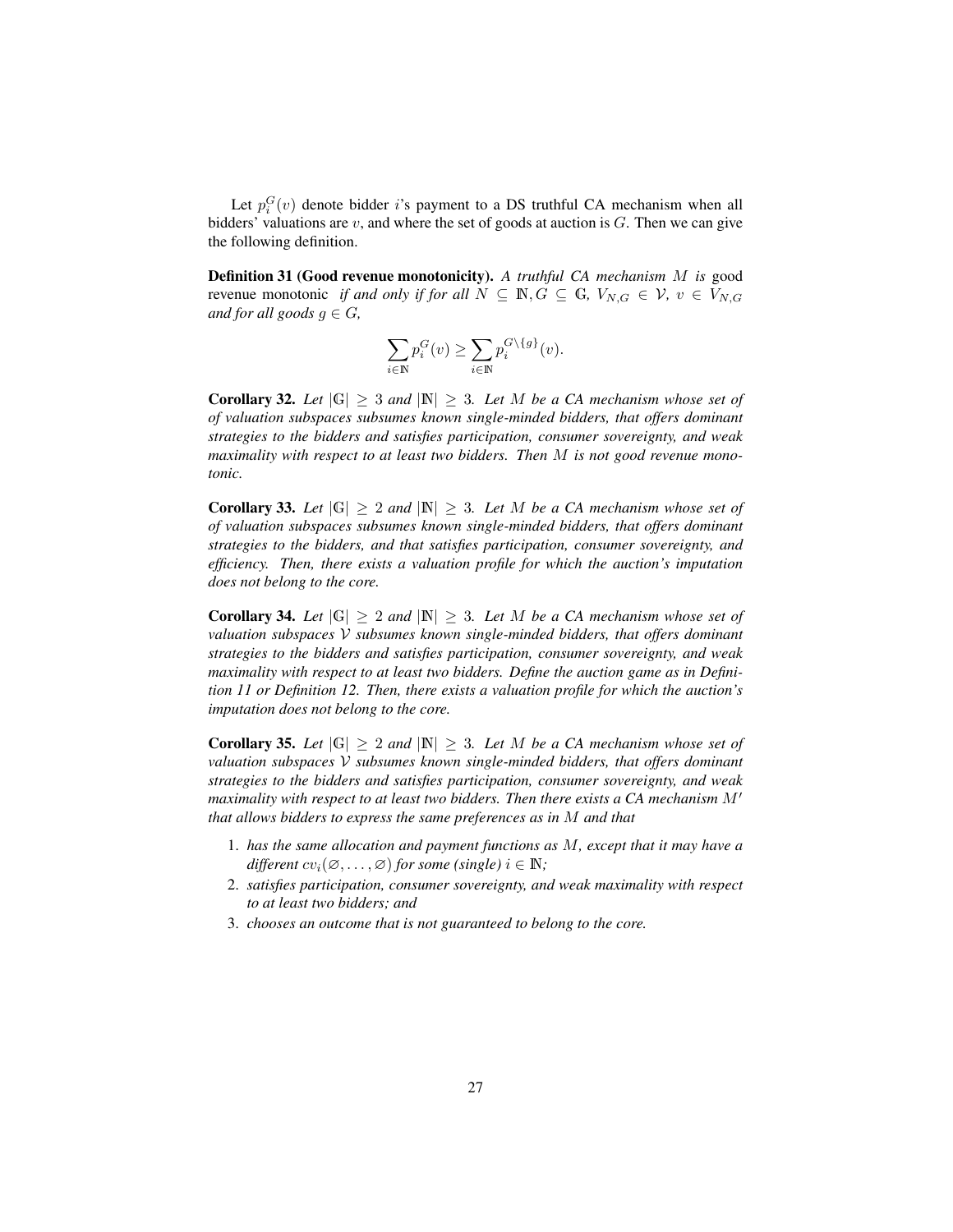Let $p_i^G(v)$ denote bidder $i$'s payment to a DS truthful CA mechanism when all bidders' valuations are $v$, and where the set of goods at auction is $G$. Then we can give the following definition.

**Definition 31 (Good revenue monotonicity).** *A truthful CA mechanism $M$ is* good revenue monotonic *if and only if for all $N \subseteq \mathbb{N}, G \subseteq \mathbb{G}$, $V_{N,G} \in \mathcal{V}$, $v \in V_{N,G}$ and for all goods $g \in G$,*

$$\sum_{i \in \mathbb{N}} p_i^G(v) \geq \sum_{i \in \mathbb{N}} p_i^{G \setminus \{g\}}(v).$$

**Corollary 32.** *Let $|\mathbb{G}| \geq 3$ and $|\mathbb{N}| \geq 3$. Let $M$ be a CA mechanism whose set of of valuation subspaces subsumes known single-minded bidders, that offers dominant strategies to the bidders and satisfies participation, consumer sovereignty, and weak maximality with respect to at least two bidders. Then $M$ is not good revenue monotonic.*

**Corollary 33.** *Let $|\mathbb{G}| \geq 2$ and $|\mathbb{N}| \geq 3$. Let $M$ be a CA mechanism whose set of of valuation subspaces subsumes known single-minded bidders, that offers dominant strategies to the bidders, and that satisfies participation, consumer sovereignty, and efficiency. Then, there exists a valuation profile for which the auction's imputation does not belong to the core.*

**Corollary 34.** *Let $|\mathbb{G}| \geq 2$ and $|\mathbb{N}| \geq 3$. Let $M$ be a CA mechanism whose set of valuation subspaces $\mathcal{V}$ subsumes known single-minded bidders, that offers dominant strategies to the bidders and satisfies participation, consumer sovereignty, and weak maximality with respect to at least two bidders. Define the auction game as in Definition 11 or Definition 12. Then, there exists a valuation profile for which the auction's imputation does not belong to the core.*

**Corollary 35.** *Let $|\mathbb{G}| \geq 2$ and $|\mathbb{N}| \geq 3$. Let $M$ be a CA mechanism whose set of valuation subspaces $\mathcal{V}$ subsumes known single-minded bidders, that offers dominant strategies to the bidders and satisfies participation, consumer sovereignty, and weak maximality with respect to at least two bidders. Then there exists a CA mechanism $M'$ that allows bidders to express the same preferences as in $M$ and that*

1. *has the same allocation and payment functions as $M$, except that it may have a different $cv_i(\varnothing, \ldots, \varnothing)$ for some (single) $i \in \mathbb{N}$;*
2. *satisfies participation, consumer sovereignty, and weak maximality with respect to at least two bidders; and*
3. *chooses an outcome that is not guaranteed to belong to the core.*